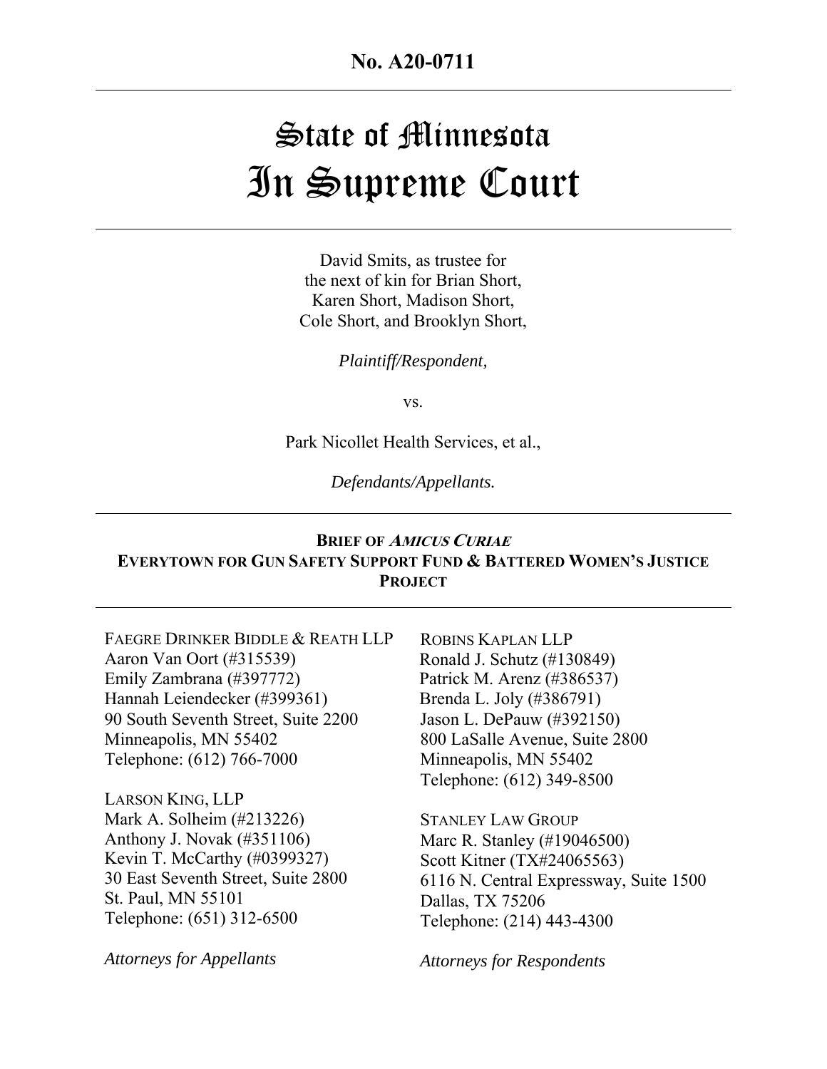**No. A20-0711**

---

# State of Minnesota
# In Supreme Court

---

David Smits, as trustee for
the next of kin for Brian Short,
Karen Short, Madison Short,
Cole Short, and Brooklyn Short,

*Plaintiff/Respondent,*

vs.

Park Nicollet Health Services, et al.,

*Defendants/Appellants.*

---

**BRIEF OF *AMICUS CURIAE***
**EVERYTOWN FOR GUN SAFETY SUPPORT FUND & BATTERED WOMEN'S JUSTICE PROJECT**

---

FAEGRE DRINKER BIDDLE & REATH LLP
Aaron Van Oort (#315539)
Emily Zambrana (#397772)
Hannah Leiendecker (#399361)
90 South Seventh Street, Suite 2200
Minneapolis, MN 55402
Telephone: (612) 766-7000

LARSON KING, LLP
Mark A. Solheim (#213226)
Anthony J. Novak (#351106)
Kevin T. McCarthy (#0399327)
30 East Seventh Street, Suite 2800
St. Paul, MN 55101
Telephone: (651) 312-6500

*Attorneys for Appellants*

ROBINS KAPLAN LLP
Ronald J. Schutz (#130849)
Patrick M. Arenz (#386537)
Brenda L. Joly (#386791)
Jason L. DePauw (#392150)
800 LaSalle Avenue, Suite 2800
Minneapolis, MN 55402
Telephone: (612) 349-8500

STANLEY LAW GROUP
Marc R. Stanley (#19046500)
Scott Kitner (TX#24065563)
6116 N. Central Expressway, Suite 1500
Dallas, TX 75206
Telephone: (214) 443-4300

*Attorneys for Respondents*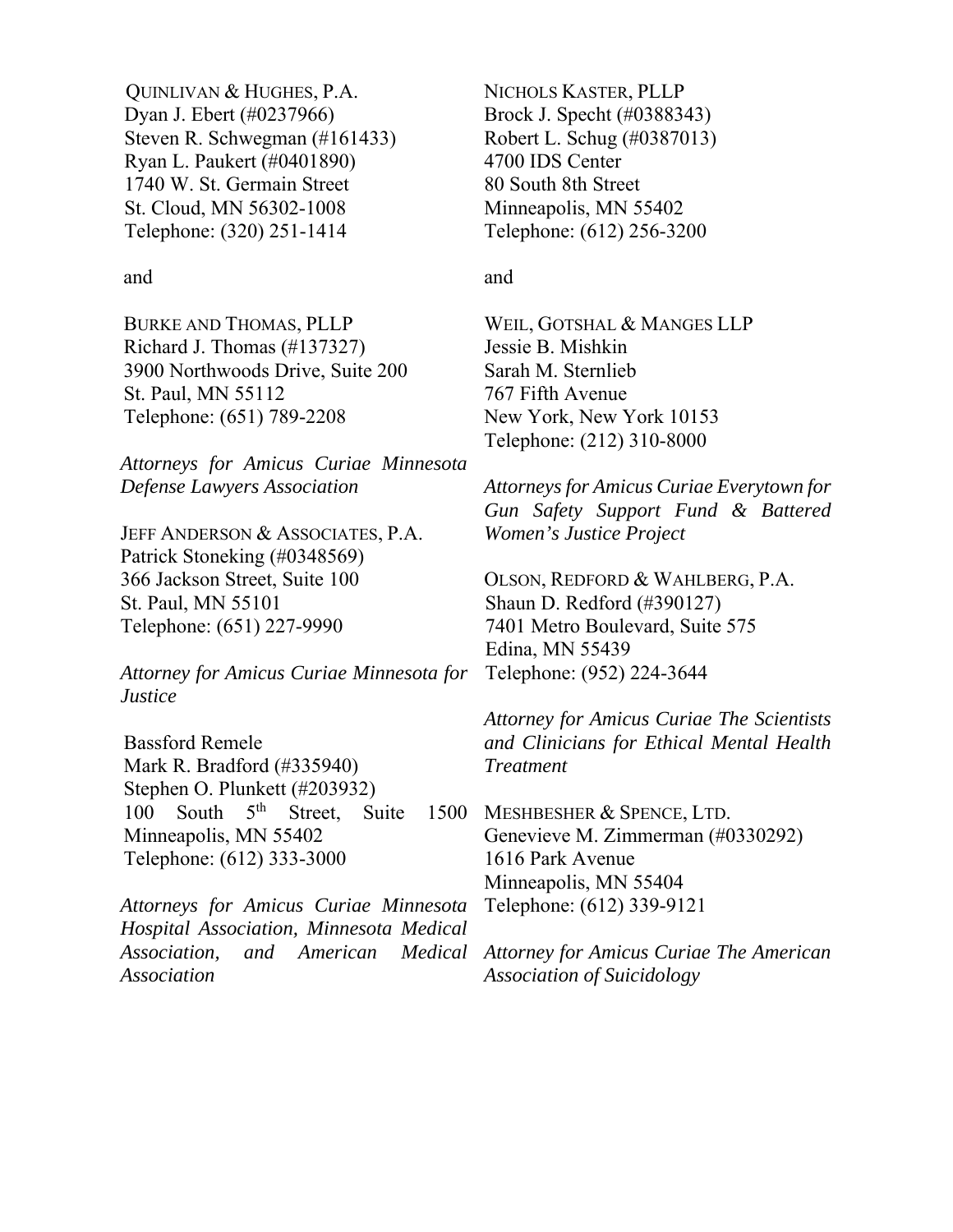QUINLIVAN & HUGHES, P.A.
Dyan J. Ebert (#0237966)
Steven R. Schwegman (#161433)
Ryan L. Paukert (#0401890)
1740 W. St. Germain Street
St. Cloud, MN 56302-1008
Telephone: (320) 251-1414

and

BURKE AND THOMAS, PLLP
Richard J. Thomas (#137327)
3900 Northwoods Drive, Suite 200
St. Paul, MN 55112
Telephone: (651) 789-2208

*Attorneys for Amicus Curiae Minnesota Defense Lawyers Association*

JEFF ANDERSON & ASSOCIATES, P.A.
Patrick Stoneking (#0348569)
366 Jackson Street, Suite 100
St. Paul, MN 55101
Telephone: (651) 227-9990

*Attorney for Amicus Curiae Minnesota for Justice*

Bassford Remele
Mark R. Bradford (#335940)
Stephen O. Plunkett (#203932)
100 South 5th Street, Suite 1500
Minneapolis, MN 55402
Telephone: (612) 333-3000

*Attorneys for Amicus Curiae Minnesota Hospital Association, Minnesota Medical Association, and American Medical Association*

NICHOLS KASTER, PLLP
Brock J. Specht (#0388343)
Robert L. Schug (#0387013)
4700 IDS Center
80 South 8th Street
Minneapolis, MN 55402
Telephone: (612) 256-3200

and

WEIL, GOTSHAL & MANGES LLP
Jessie B. Mishkin
Sarah M. Sternlieb
767 Fifth Avenue
New York, New York 10153
Telephone: (212) 310-8000

*Attorneys for Amicus Curiae Everytown for Gun Safety Support Fund & Battered Women's Justice Project*

OLSON, REDFORD & WAHLBERG, P.A.
Shaun D. Redford (#390127)
7401 Metro Boulevard, Suite 575
Edina, MN 55439
Telephone: (952) 224-3644

*Attorney for Amicus Curiae The Scientists and Clinicians for Ethical Mental Health Treatment*

MESHBESHER & SPENCE, LTD.
Genevieve M. Zimmerman (#0330292)
1616 Park Avenue
Minneapolis, MN 55404
Telephone: (612) 339-9121

*Attorney for Amicus Curiae The American Association of Suicidology*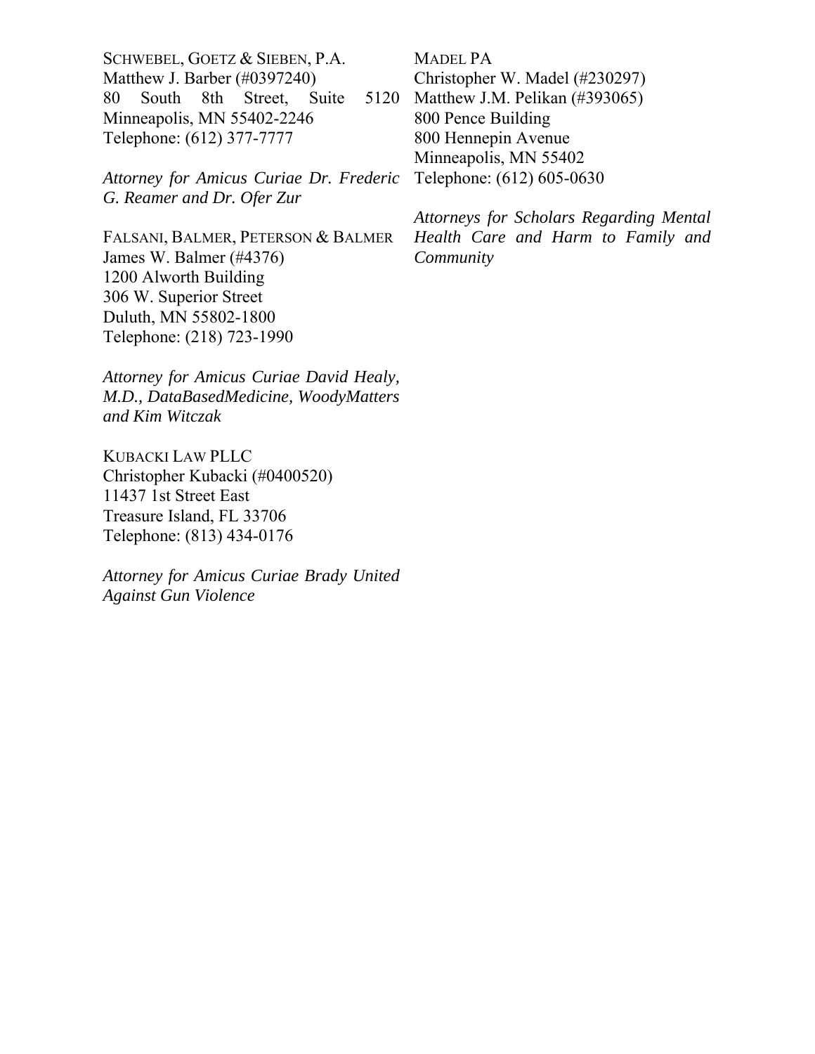SCHWEBEL, GOETZ & SIEBEN, P.A.
Matthew J. Barber (#0397240)
80 South 8th Street, Suite 5120
Minneapolis, MN 55402-2246
Telephone: (612) 377-7777

*Attorney for Amicus Curiae Dr. Frederic G. Reamer and Dr. Ofer Zur*

FALSANI, BALMER, PETERSON & BALMER
James W. Balmer (#4376)
1200 Alworth Building
306 W. Superior Street
Duluth, MN 55802-1800
Telephone: (218) 723-1990

*Attorney for Amicus Curiae David Healy, M.D., DataBasedMedicine, WoodyMatters and Kim Witczak*

KUBACKI LAW PLLC
Christopher Kubacki (#0400520)
11437 1st Street East
Treasure Island, FL 33706
Telephone: (813) 434-0176

*Attorney for Amicus Curiae Brady United Against Gun Violence*

MADEL PA
Christopher W. Madel (#230297)
Matthew J.M. Pelikan (#393065)
800 Pence Building
800 Hennepin Avenue
Minneapolis, MN 55402
Telephone: (612) 605-0630

*Attorneys for Scholars Regarding Mental Health Care and Harm to Family and Community*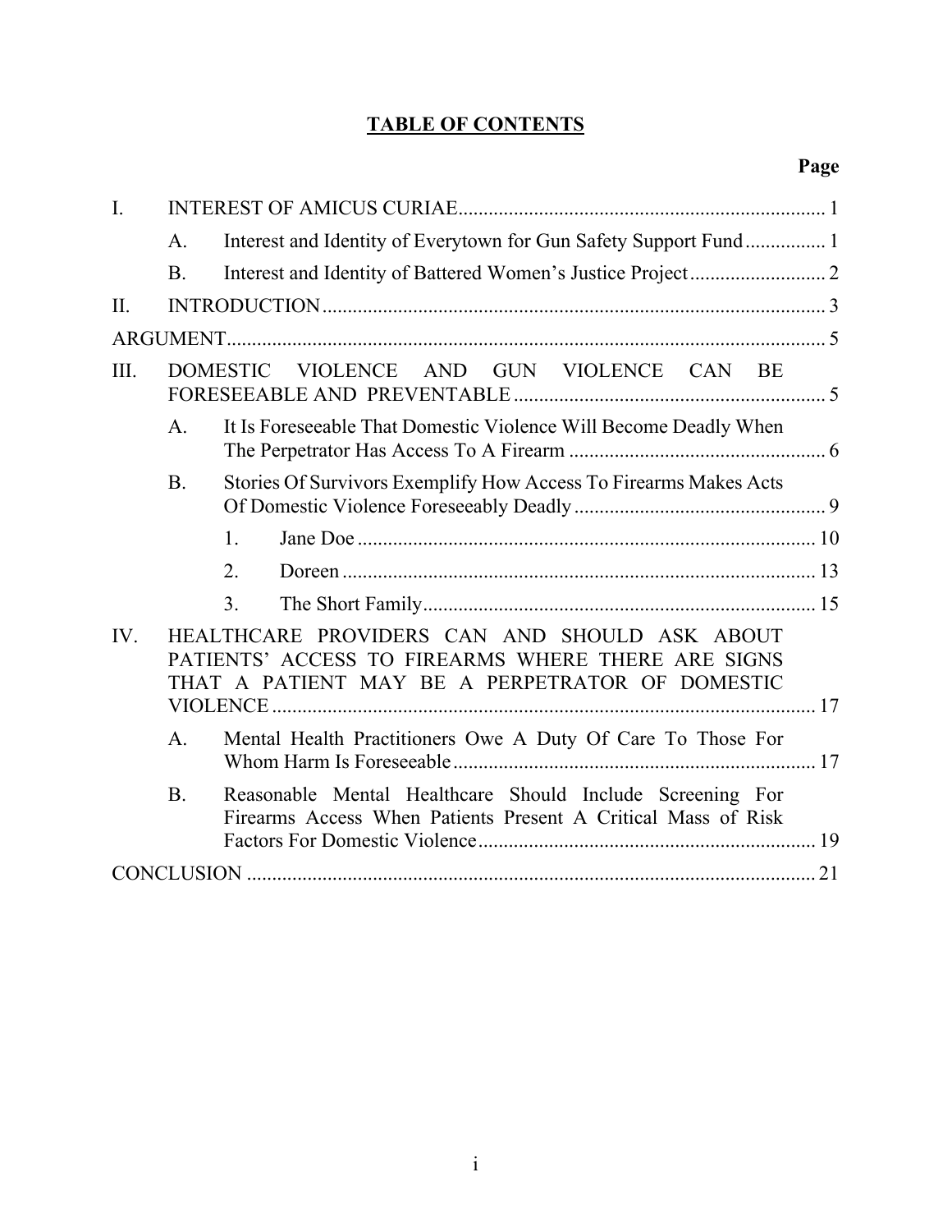# TABLE OF CONTENTS

| | | | Page |
|---|---|---|---|
| I. | INTEREST OF AMICUS CURIAE | | 1 |
| | A. | Interest and Identity of Everytown for Gun Safety Support Fund | 1 |
| | B. | Interest and Identity of Battered Women's Justice Project | 2 |
| II. | INTRODUCTION | | 3 |
| ARGUMENT | | | 5 |
| III. | DOMESTIC VIOLENCE AND GUN VIOLENCE CAN BE FORESEEABLE AND PREVENTABLE | | 5 |
| | A. | It Is Foreseeable That Domestic Violence Will Become Deadly When The Perpetrator Has Access To A Firearm | 6 |
| | B. | Stories Of Survivors Exemplify How Access To Firearms Makes Acts Of Domestic Violence Foreseeably Deadly | 9 |
| | | 1. Jane Doe | 10 |
| | | 2. Doreen | 13 |
| | | 3. The Short Family | 15 |
| IV. | HEALTHCARE PROVIDERS CAN AND SHOULD ASK ABOUT PATIENTS' ACCESS TO FIREARMS WHERE THERE ARE SIGNS THAT A PATIENT MAY BE A PERPETRATOR OF DOMESTIC VIOLENCE | | 17 |
| | A. | Mental Health Practitioners Owe A Duty Of Care To Those For Whom Harm Is Foreseeable | 17 |
| | B. | Reasonable Mental Healthcare Should Include Screening For Firearms Access When Patients Present A Critical Mass of Risk Factors For Domestic Violence | 19 |
| CONCLUSION | | | 21 |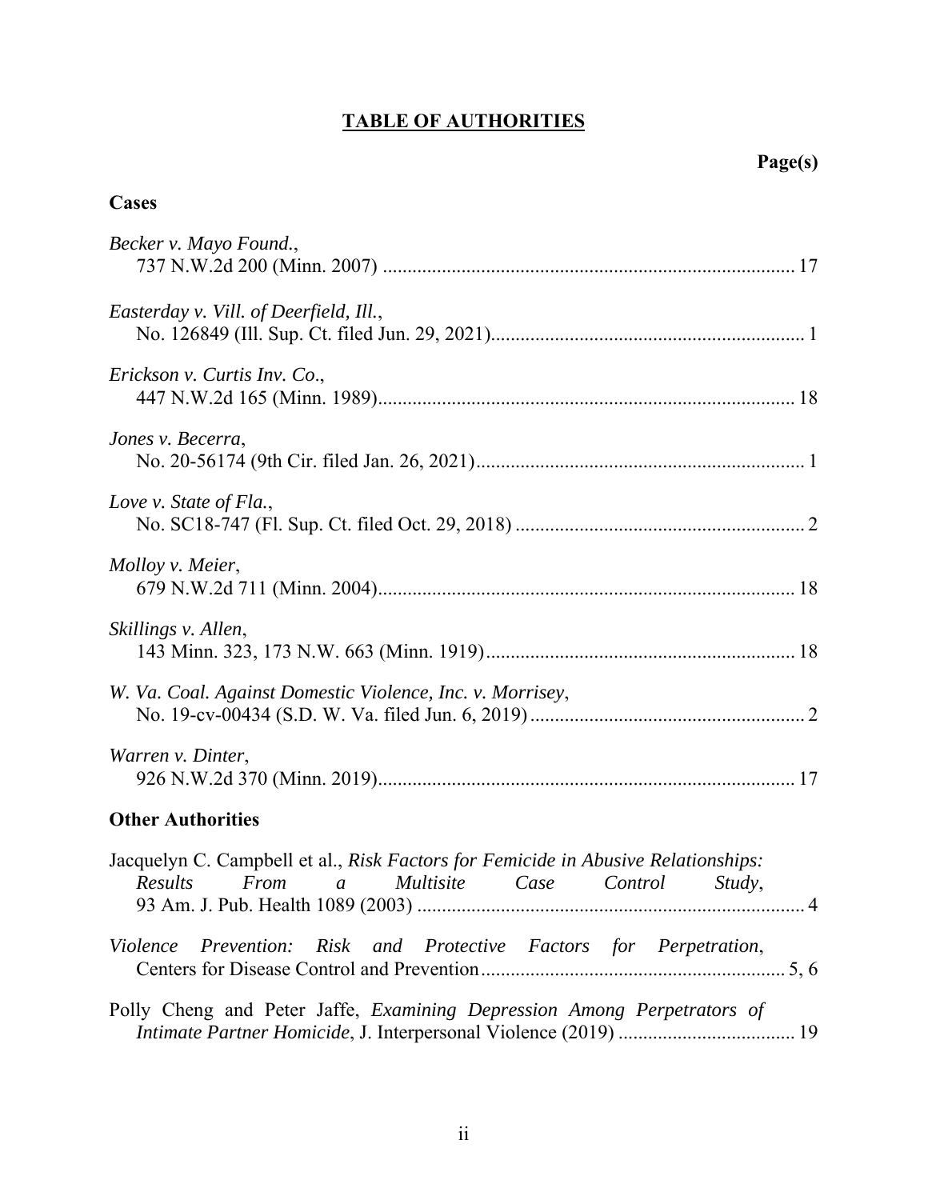# TABLE OF AUTHORITIES

**Page(s)**

## Cases

*Becker v. Mayo Found.*,
737 N.W.2d 200 (Minn. 2007) ........................................ 17

*Easterday v. Vill. of Deerfield, Ill.*,
No. 126849 (Ill. Sup. Ct. filed Jun. 29, 2021)........................................ 1

*Erickson v. Curtis Inv. Co.*,
447 N.W.2d 165 (Minn. 1989)........................................ 18

*Jones v. Becerra*,
No. 20-56174 (9th Cir. filed Jan. 26, 2021)........................................ 1

*Love v. State of Fla.*,
No. SC18-747 (Fl. Sup. Ct. filed Oct. 29, 2018) ........................................ 2

*Molloy v. Meier*,
679 N.W.2d 711 (Minn. 2004)........................................ 18

*Skillings v. Allen*,
143 Minn. 323, 173 N.W. 663 (Minn. 1919)........................................ 18

*W. Va. Coal. Against Domestic Violence, Inc. v. Morrisey*,
No. 19-cv-00434 (S.D. W. Va. filed Jun. 6, 2019)........................................ 2

*Warren v. Dinter*,
926 N.W.2d 370 (Minn. 2019)........................................ 17

## Other Authorities

Jacquelyn C. Campbell et al., *Risk Factors for Femicide in Abusive Relationships: Results From a Multisite Case Control Study*,
93 Am. J. Pub. Health 1089 (2003) ........................................ 4

*Violence Prevention: Risk and Protective Factors for Perpetration*,
Centers for Disease Control and Prevention........................................ 5, 6

Polly Cheng and Peter Jaffe, *Examining Depression Among Perpetrators of Intimate Partner Homicide*, J. Interpersonal Violence (2019) ........................................ 19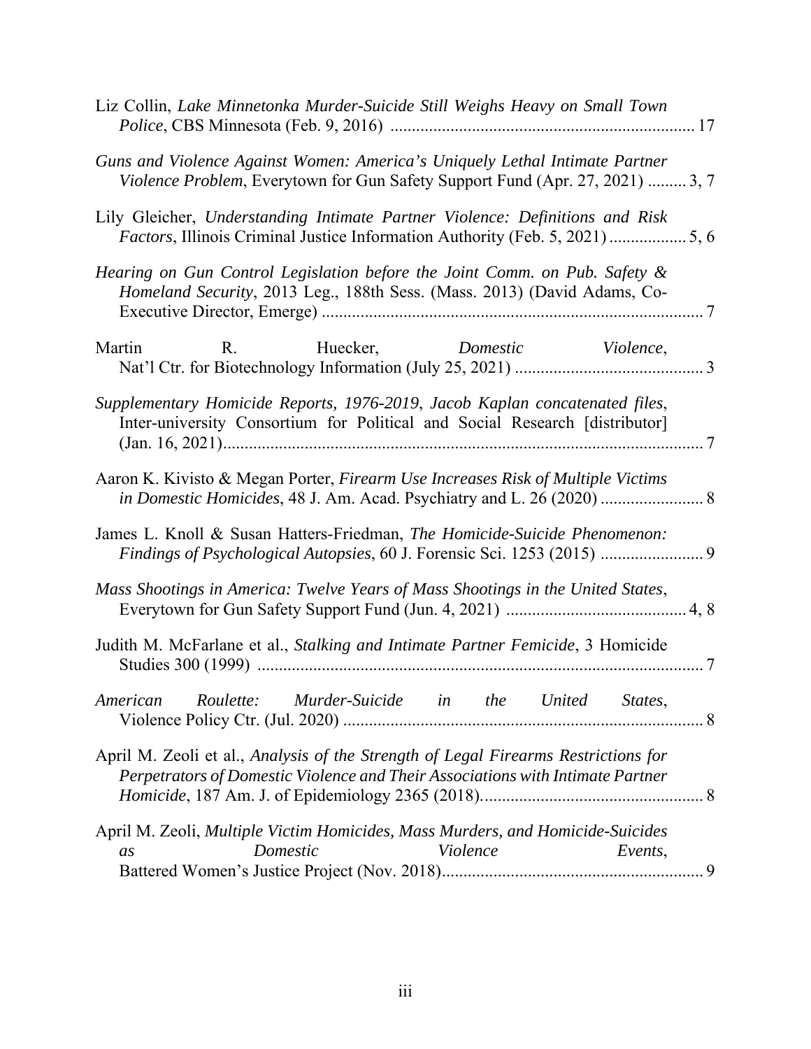Liz Collin, *Lake Minnetonka Murder-Suicide Still Weighs Heavy on Small Town Police*, CBS Minnesota (Feb. 9, 2016) ....................................................................... 17

*Guns and Violence Against Women: America's Uniquely Lethal Intimate Partner Violence Problem*, Everytown for Gun Safety Support Fund (Apr. 27, 2021) ......... 3, 7

Lily Gleicher, *Understanding Intimate Partner Violence: Definitions and Risk Factors*, Illinois Criminal Justice Information Authority (Feb. 5, 2021) ................. 5, 6

*Hearing on Gun Control Legislation before the Joint Comm. on Pub. Safety & Homeland Security*, 2013 Leg., 188th Sess. (Mass. 2013) (David Adams, Co-Executive Director, Emerge) ........................................................................................ 7

Martin R. Huecker, *Domestic Violence*, Nat'l Ctr. for Biotechnology Information (July 25, 2021) ............................................ 3

*Supplementary Homicide Reports, 1976-2019*, *Jacob Kaplan concatenated files*, Inter-university Consortium for Political and Social Research [distributor] (Jan. 16, 2021)................................................................................................................ 7

Aaron K. Kivisto & Megan Porter, *Firearm Use Increases Risk of Multiple Victims in Domestic Homicides*, 48 J. Am. Acad. Psychiatry and L. 26 (2020) ........................ 8

James L. Knoll & Susan Hatters-Friedman, *The Homicide-Suicide Phenomenon: Findings of Psychological Autopsies*, 60 J. Forensic Sci. 1253 (2015) ........................ 9

*Mass Shootings in America: Twelve Years of Mass Shootings in the United States*, Everytown for Gun Safety Support Fund (Jun. 4, 2021) .......................................... 4, 8

Judith M. McFarlane et al., *Stalking and Intimate Partner Femicide*, 3 Homicide Studies 300 (1999) ....................................................................................................... 7

*American Roulette: Murder-Suicide in the United States*, Violence Policy Ctr. (Jul. 2020) .................................................................................... 8

April M. Zeoli et al., *Analysis of the Strength of Legal Firearms Restrictions for Perpetrators of Domestic Violence and Their Associations with Intimate Partner Homicide*, 187 Am. J. of Epidemiology 2365 (2018)................................................... 8

April M. Zeoli, *Multiple Victim Homicides, Mass Murders, and Homicide-Suicides as Domestic Violence Events*, Battered Women's Justice Project (Nov. 2018)............................................................. 9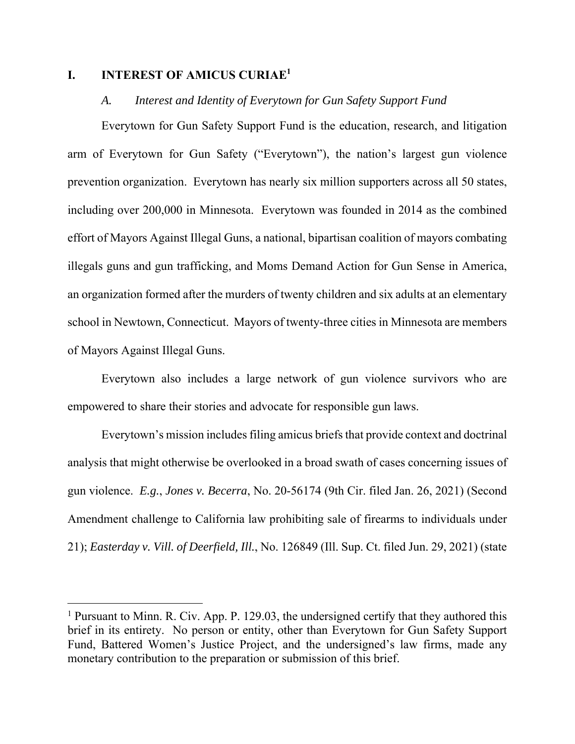# I. INTEREST OF AMICUS CURIAE[1]

## *A. Interest and Identity of Everytown for Gun Safety Support Fund*

Everytown for Gun Safety Support Fund is the education, research, and litigation arm of Everytown for Gun Safety ("Everytown"), the nation's largest gun violence prevention organization. Everytown has nearly six million supporters across all 50 states, including over 200,000 in Minnesota. Everytown was founded in 2014 as the combined effort of Mayors Against Illegal Guns, a national, bipartisan coalition of mayors combating illegals guns and gun trafficking, and Moms Demand Action for Gun Sense in America, an organization formed after the murders of twenty children and six adults at an elementary school in Newtown, Connecticut. Mayors of twenty-three cities in Minnesota are members of Mayors Against Illegal Guns.

Everytown also includes a large network of gun violence survivors who are empowered to share their stories and advocate for responsible gun laws.

Everytown's mission includes filing amicus briefs that provide context and doctrinal analysis that might otherwise be overlooked in a broad swath of cases concerning issues of gun violence. *E.g.*, *Jones v. Becerra*, No. 20-56174 (9th Cir. filed Jan. 26, 2021) (Second Amendment challenge to California law prohibiting sale of firearms to individuals under 21); *Easterday v. Vill. of Deerfield, Ill.*, No. 126849 (Ill. Sup. Ct. filed Jun. 29, 2021) (state

[1] Pursuant to Minn. R. Civ. App. P. 129.03, the undersigned certify that they authored this brief in its entirety. No person or entity, other than Everytown for Gun Safety Support Fund, Battered Women's Justice Project, and the undersigned's law firms, made any monetary contribution to the preparation or submission of this brief.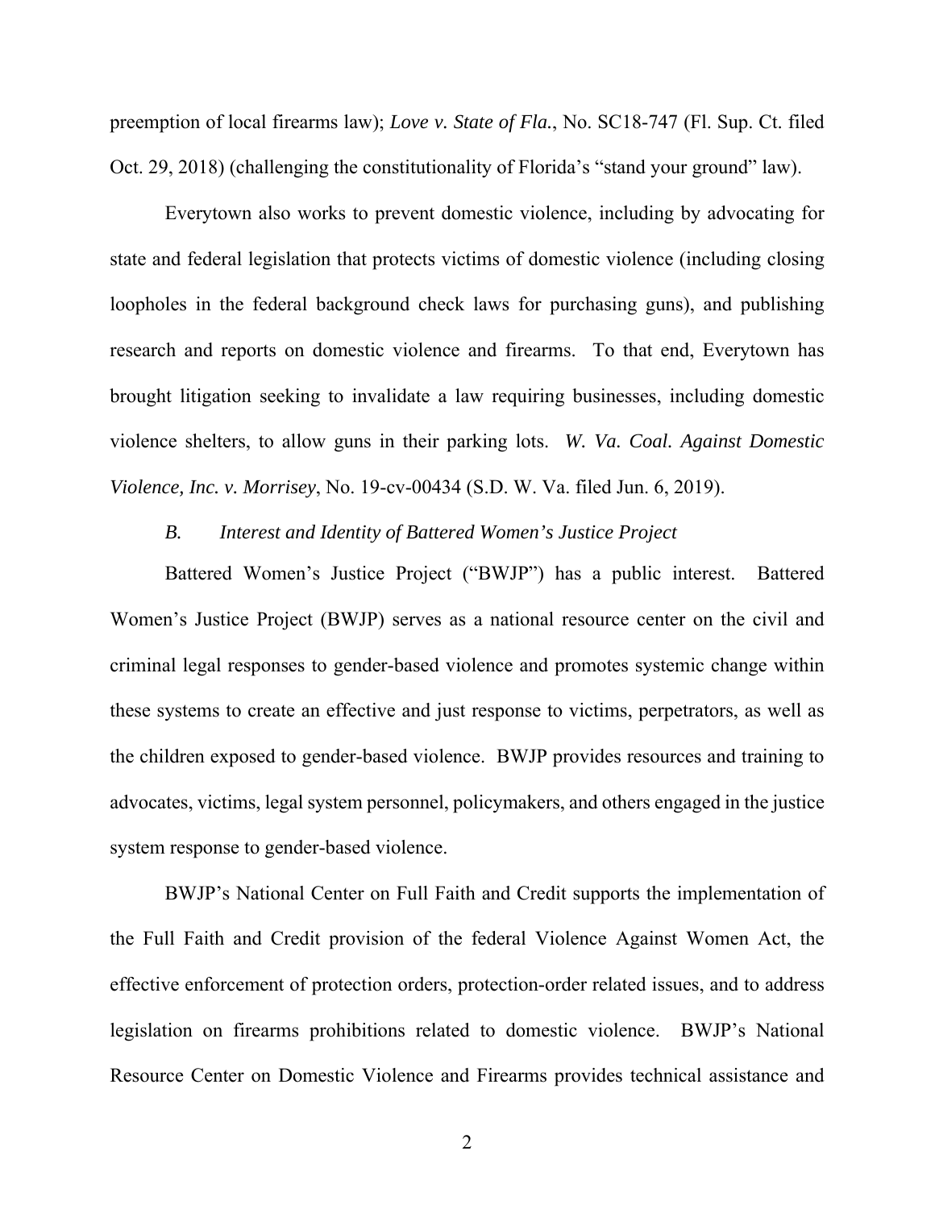preemption of local firearms law); *Love v. State of Fla.*, No. SC18-747 (Fl. Sup. Ct. filed Oct. 29, 2018) (challenging the constitutionality of Florida's "stand your ground" law).

Everytown also works to prevent domestic violence, including by advocating for state and federal legislation that protects victims of domestic violence (including closing loopholes in the federal background check laws for purchasing guns), and publishing research and reports on domestic violence and firearms. To that end, Everytown has brought litigation seeking to invalidate a law requiring businesses, including domestic violence shelters, to allow guns in their parking lots. *W. Va. Coal. Against Domestic Violence, Inc. v. Morrisey*, No. 19-cv-00434 (S.D. W. Va. filed Jun. 6, 2019).

### *B. Interest and Identity of Battered Women's Justice Project*

Battered Women's Justice Project ("BWJP") has a public interest. Battered Women's Justice Project (BWJP) serves as a national resource center on the civil and criminal legal responses to gender-based violence and promotes systemic change within these systems to create an effective and just response to victims, perpetrators, as well as the children exposed to gender-based violence. BWJP provides resources and training to advocates, victims, legal system personnel, policymakers, and others engaged in the justice system response to gender-based violence.

BWJP's National Center on Full Faith and Credit supports the implementation of the Full Faith and Credit provision of the federal Violence Against Women Act, the effective enforcement of protection orders, protection-order related issues, and to address legislation on firearms prohibitions related to domestic violence. BWJP's National Resource Center on Domestic Violence and Firearms provides technical assistance and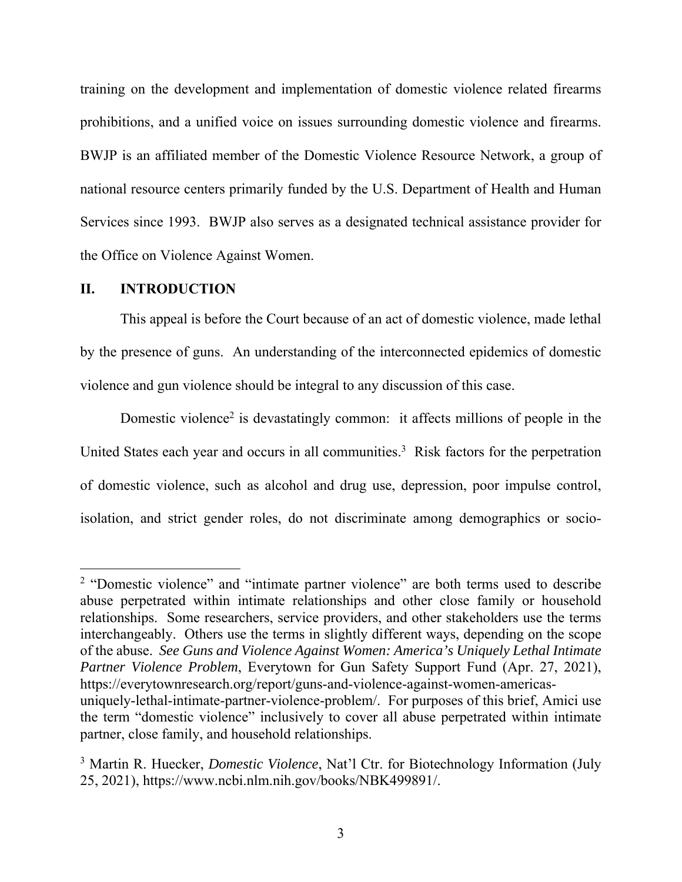training on the development and implementation of domestic violence related firearms prohibitions, and a unified voice on issues surrounding domestic violence and firearms. BWJP is an affiliated member of the Domestic Violence Resource Network, a group of national resource centers primarily funded by the U.S. Department of Health and Human Services since 1993. BWJP also serves as a designated technical assistance provider for the Office on Violence Against Women.

## II. INTRODUCTION

This appeal is before the Court because of an act of domestic violence, made lethal by the presence of guns. An understanding of the interconnected epidemics of domestic violence and gun violence should be integral to any discussion of this case.

Domestic violence[2] is devastatingly common: it affects millions of people in the United States each year and occurs in all communities.[3] Risk factors for the perpetration of domestic violence, such as alcohol and drug use, depression, poor impulse control, isolation, and strict gender roles, do not discriminate among demographics or socio-

---

[2] "Domestic violence" and "intimate partner violence" are both terms used to describe abuse perpetrated within intimate relationships and other close family or household relationships. Some researchers, service providers, and other stakeholders use the terms interchangeably. Others use the terms in slightly different ways, depending on the scope of the abuse. *See Guns and Violence Against Women: America's Uniquely Lethal Intimate Partner Violence Problem*, Everytown for Gun Safety Support Fund (Apr. 27, 2021), https://everytownresearch.org/report/guns-and-violence-against-women-americas-uniquely-lethal-intimate-partner-violence-problem/. For purposes of this brief, Amici use the term "domestic violence" inclusively to cover all abuse perpetrated within intimate partner, close family, and household relationships.

[3] Martin R. Huecker, *Domestic Violence*, Nat'l Ctr. for Biotechnology Information (July 25, 2021), https://www.ncbi.nlm.nih.gov/books/NBK499891/.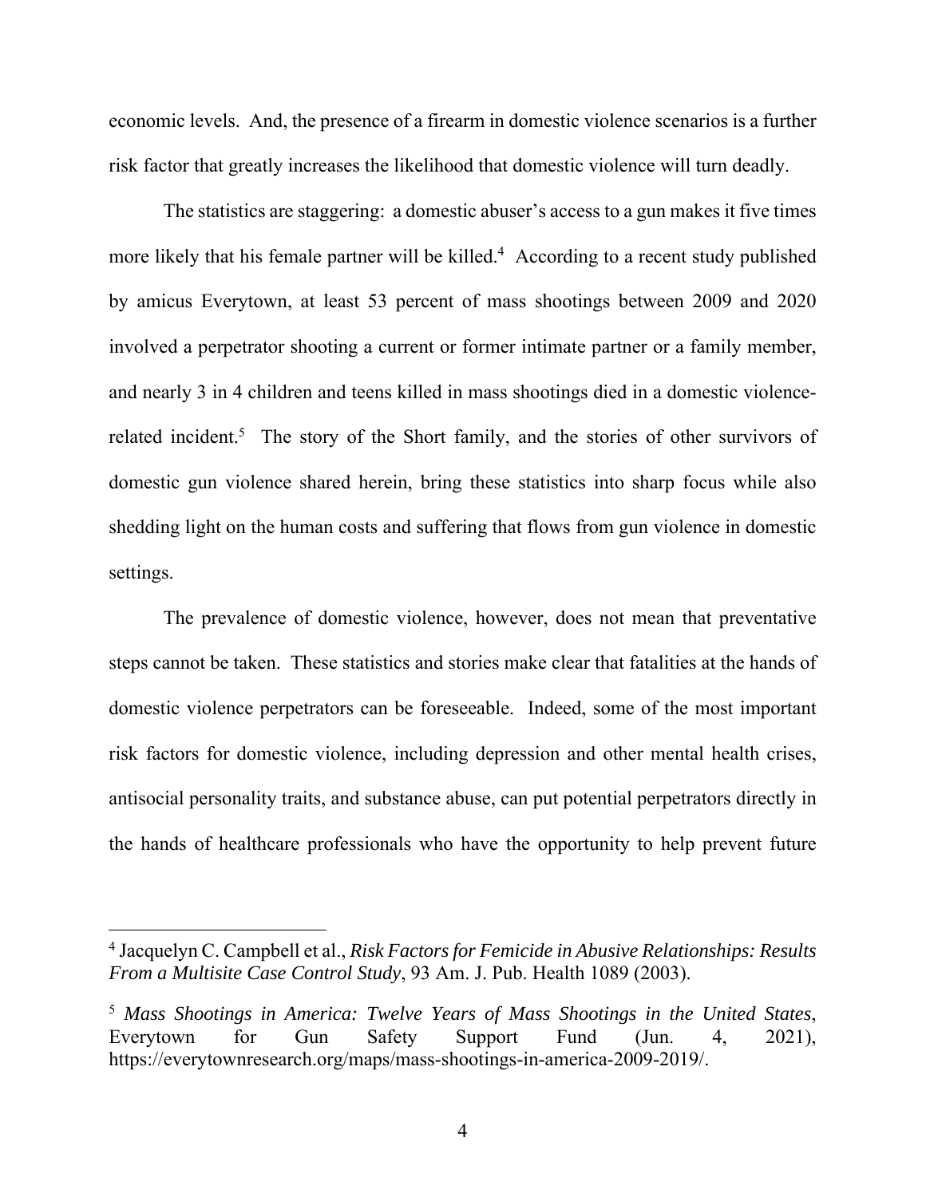economic levels. And, the presence of a firearm in domestic violence scenarios is a further risk factor that greatly increases the likelihood that domestic violence will turn deadly.

The statistics are staggering: a domestic abuser's access to a gun makes it five times more likely that his female partner will be killed.[4] According to a recent study published by amicus Everytown, at least 53 percent of mass shootings between 2009 and 2020 involved a perpetrator shooting a current or former intimate partner or a family member, and nearly 3 in 4 children and teens killed in mass shootings died in a domestic violence-related incident.[5] The story of the Short family, and the stories of other survivors of domestic gun violence shared herein, bring these statistics into sharp focus while also shedding light on the human costs and suffering that flows from gun violence in domestic settings.

The prevalence of domestic violence, however, does not mean that preventative steps cannot be taken. These statistics and stories make clear that fatalities at the hands of domestic violence perpetrators can be foreseeable. Indeed, some of the most important risk factors for domestic violence, including depression and other mental health crises, antisocial personality traits, and substance abuse, can put potential perpetrators directly in the hands of healthcare professionals who have the opportunity to help prevent future

---

[4] Jacquelyn C. Campbell et al., *Risk Factors for Femicide in Abusive Relationships: Results From a Multisite Case Control Study*, 93 Am. J. Pub. Health 1089 (2003).

[5] *Mass Shootings in America: Twelve Years of Mass Shootings in the United States*, Everytown for Gun Safety Support Fund (Jun. 4, 2021), https://everytownresearch.org/maps/mass-shootings-in-america-2009-2019/.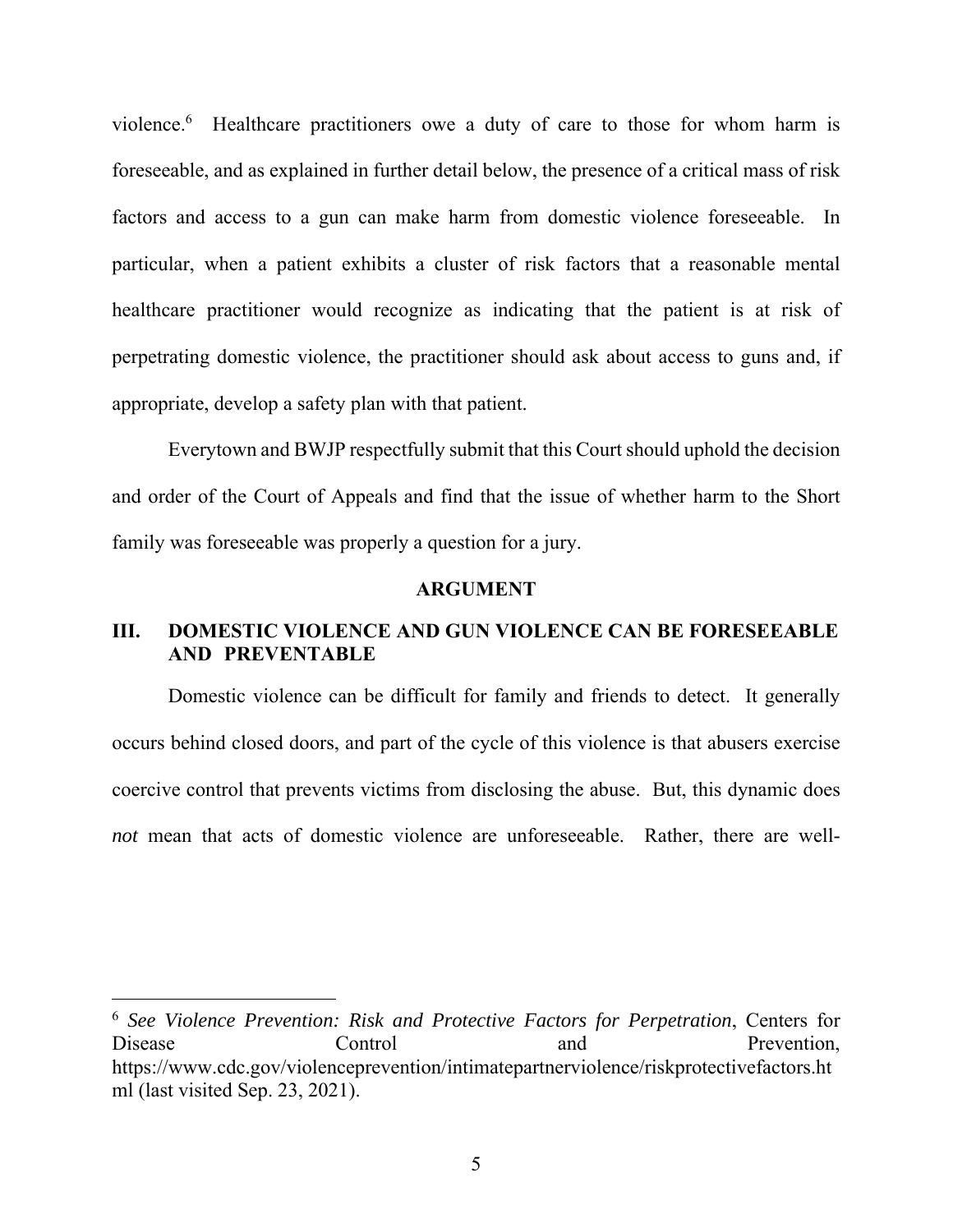violence.[6] Healthcare practitioners owe a duty of care to those for whom harm is foreseeable, and as explained in further detail below, the presence of a critical mass of risk factors and access to a gun can make harm from domestic violence foreseeable. In particular, when a patient exhibits a cluster of risk factors that a reasonable mental healthcare practitioner would recognize as indicating that the patient is at risk of perpetrating domestic violence, the practitioner should ask about access to guns and, if appropriate, develop a safety plan with that patient.

Everytown and BWJP respectfully submit that this Court should uphold the decision and order of the Court of Appeals and find that the issue of whether harm to the Short family was foreseeable was properly a question for a jury.

## ARGUMENT

### III. DOMESTIC VIOLENCE AND GUN VIOLENCE CAN BE FORESEEABLE AND PREVENTABLE

Domestic violence can be difficult for family and friends to detect. It generally occurs behind closed doors, and part of the cycle of this violence is that abusers exercise coercive control that prevents victims from disclosing the abuse. But, this dynamic does *not* mean that acts of domestic violence are unforeseeable. Rather, there are well-

---

[6] *See Violence Prevention: Risk and Protective Factors for Perpetration*, Centers for Disease Control and Prevention, https://www.cdc.gov/violenceprevention/intimatepartnerviolence/riskprotectivefactors.html (last visited Sep. 23, 2021).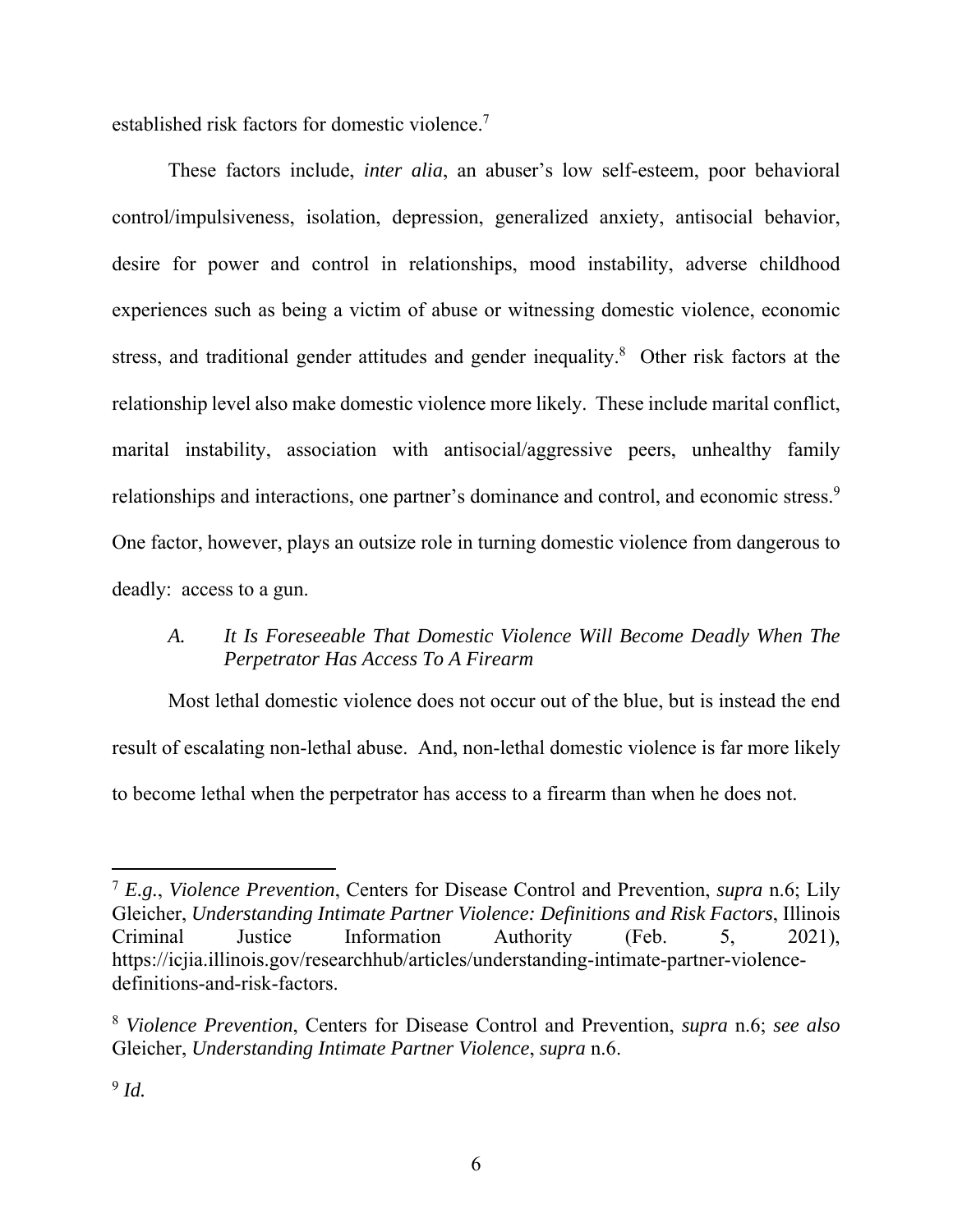established risk factors for domestic violence.[7]

These factors include, *inter alia*, an abuser's low self-esteem, poor behavioral control/impulsiveness, isolation, depression, generalized anxiety, antisocial behavior, desire for power and control in relationships, mood instability, adverse childhood experiences such as being a victim of abuse or witnessing domestic violence, economic stress, and traditional gender attitudes and gender inequality.[8] Other risk factors at the relationship level also make domestic violence more likely. These include marital conflict, marital instability, association with antisocial/aggressive peers, unhealthy family relationships and interactions, one partner's dominance and control, and economic stress.[9] One factor, however, plays an outsize role in turning domestic violence from dangerous to deadly: access to a gun.

### *A. It Is Foreseeable That Domestic Violence Will Become Deadly When The Perpetrator Has Access To A Firearm*

Most lethal domestic violence does not occur out of the blue, but is instead the end result of escalating non-lethal abuse. And, non-lethal domestic violence is far more likely to become lethal when the perpetrator has access to a firearm than when he does not.

---

[7] *E.g.*, *Violence Prevention*, Centers for Disease Control and Prevention, *supra* n.6; Lily Gleicher, *Understanding Intimate Partner Violence: Definitions and Risk Factors*, Illinois Criminal Justice Information Authority (Feb. 5, 2021), https://icjia.illinois.gov/researchhub/articles/understanding-intimate-partner-violence-definitions-and-risk-factors.

[8] *Violence Prevention*, Centers for Disease Control and Prevention, *supra* n.6; *see also* Gleicher, *Understanding Intimate Partner Violence*, *supra* n.6.

[9] *Id.*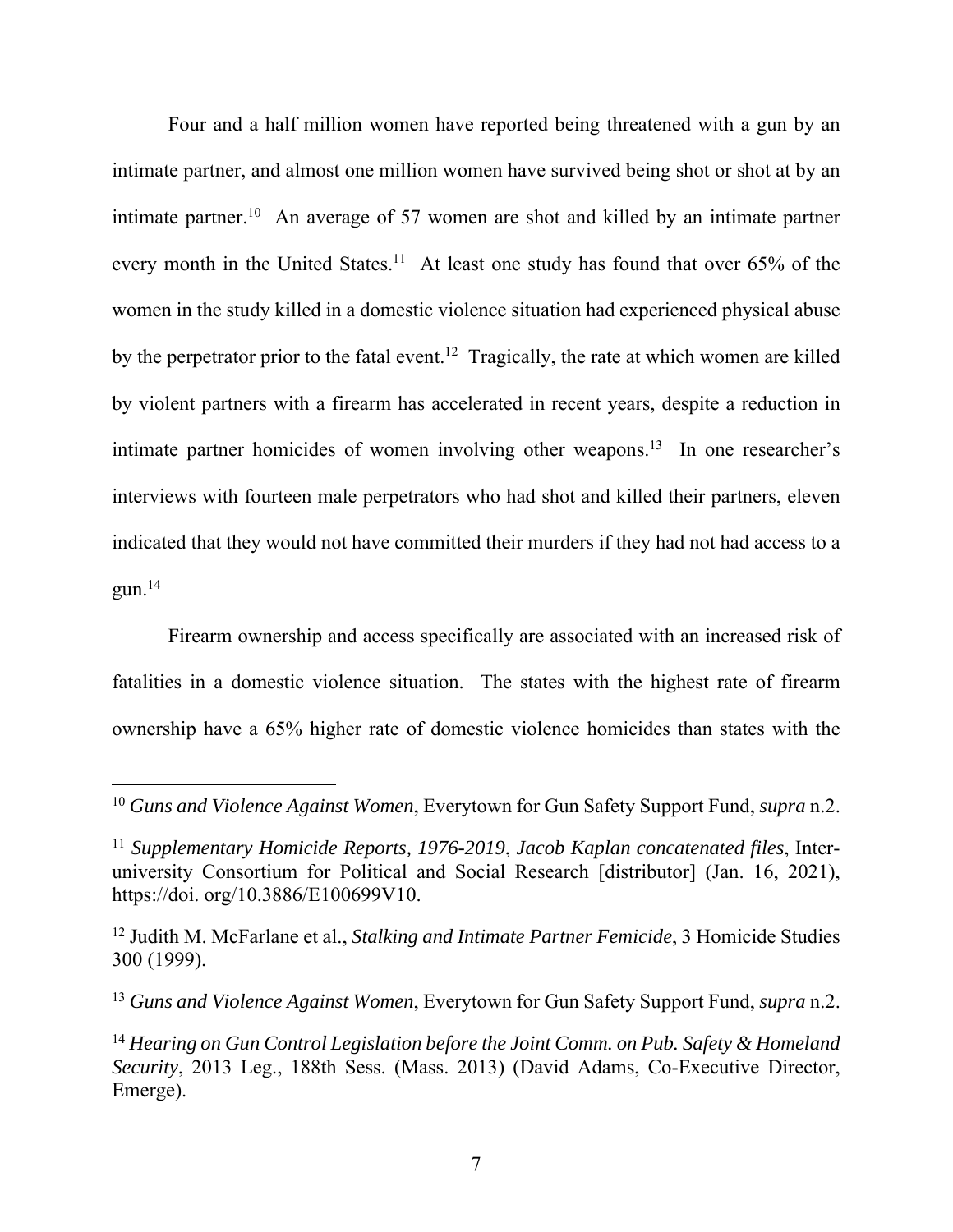Four and a half million women have reported being threatened with a gun by an intimate partner, and almost one million women have survived being shot or shot at by an intimate partner.[10] An average of 57 women are shot and killed by an intimate partner every month in the United States.[11] At least one study has found that over 65% of the women in the study killed in a domestic violence situation had experienced physical abuse by the perpetrator prior to the fatal event.[12] Tragically, the rate at which women are killed by violent partners with a firearm has accelerated in recent years, despite a reduction in intimate partner homicides of women involving other weapons.[13] In one researcher's interviews with fourteen male perpetrators who had shot and killed their partners, eleven indicated that they would not have committed their murders if they had not had access to a gun.[14]

Firearm ownership and access specifically are associated with an increased risk of fatalities in a domestic violence situation. The states with the highest rate of firearm ownership have a 65% higher rate of domestic violence homicides than states with the

---

[10] *Guns and Violence Against Women*, Everytown for Gun Safety Support Fund, *supra* n.2.

[11] *Supplementary Homicide Reports, 1976-2019*, *Jacob Kaplan concatenated files*, Inter-university Consortium for Political and Social Research [distributor] (Jan. 16, 2021), https://doi. org/10.3886/E100699V10.

[12] Judith M. McFarlane et al., *Stalking and Intimate Partner Femicide*, 3 Homicide Studies 300 (1999).

[13] *Guns and Violence Against Women*, Everytown for Gun Safety Support Fund, *supra* n.2.

[14] *Hearing on Gun Control Legislation before the Joint Comm. on Pub. Safety & Homeland Security*, 2013 Leg., 188th Sess. (Mass. 2013) (David Adams, Co-Executive Director, Emerge).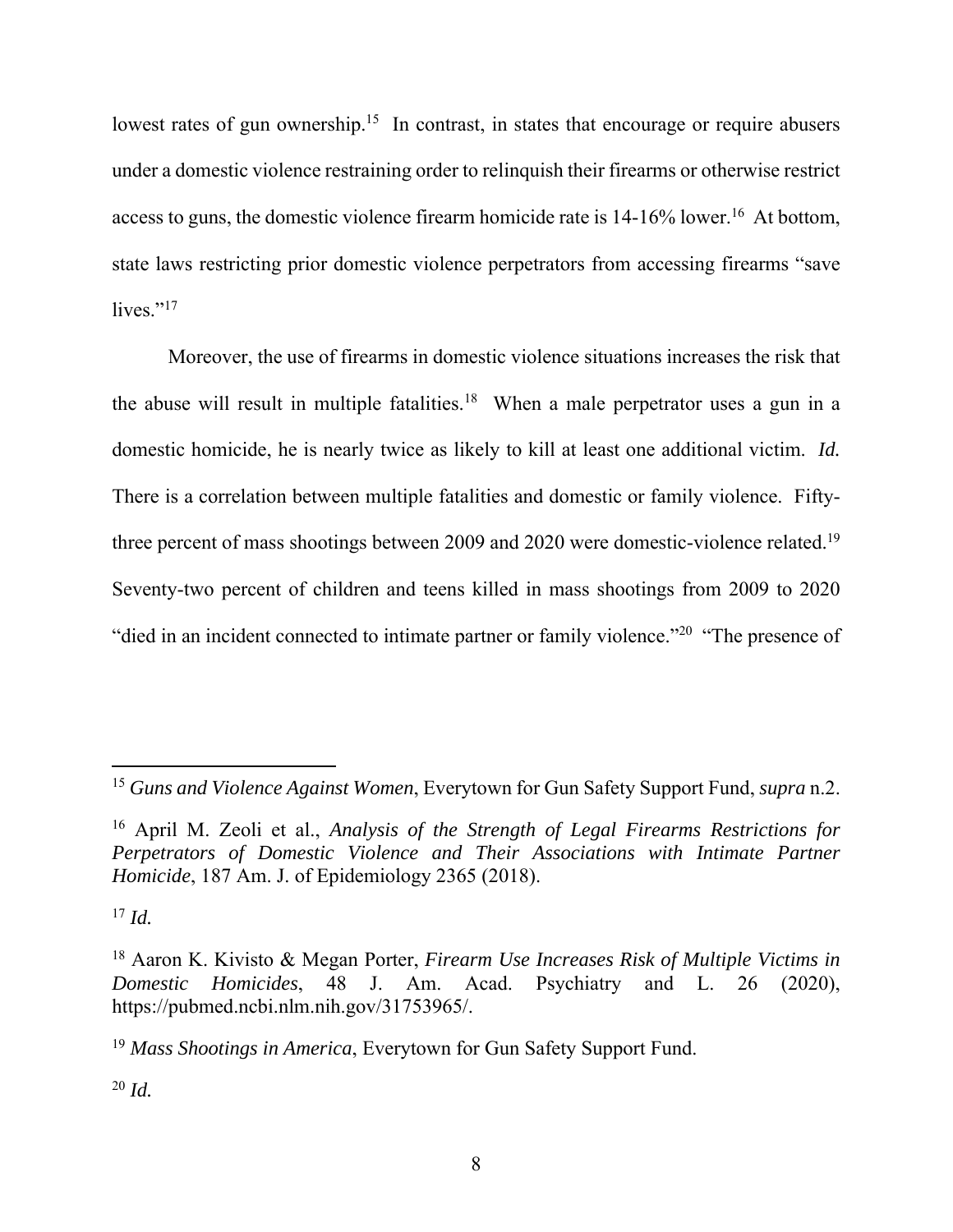lowest rates of gun ownership.[15] In contrast, in states that encourage or require abusers under a domestic violence restraining order to relinquish their firearms or otherwise restrict access to guns, the domestic violence firearm homicide rate is 14-16% lower.[16] At bottom, state laws restricting prior domestic violence perpetrators from accessing firearms "save lives."[17]

Moreover, the use of firearms in domestic violence situations increases the risk that the abuse will result in multiple fatalities.[18] When a male perpetrator uses a gun in a domestic homicide, he is nearly twice as likely to kill at least one additional victim. *Id.* There is a correlation between multiple fatalities and domestic or family violence. Fifty-three percent of mass shootings between 2009 and 2020 were domestic-violence related.[19] Seventy-two percent of children and teens killed in mass shootings from 2009 to 2020 "died in an incident connected to intimate partner or family violence."[20] "The presence of

---

[15] *Guns and Violence Against Women*, Everytown for Gun Safety Support Fund, *supra* n.2.

[16] April M. Zeoli et al., *Analysis of the Strength of Legal Firearms Restrictions for Perpetrators of Domestic Violence and Their Associations with Intimate Partner Homicide*, 187 Am. J. of Epidemiology 2365 (2018).

[17] *Id.*

[18] Aaron K. Kivisto & Megan Porter, *Firearm Use Increases Risk of Multiple Victims in Domestic Homicides*, 48 J. Am. Acad. Psychiatry and L. 26 (2020), https://pubmed.ncbi.nlm.nih.gov/31753965/.

[19] *Mass Shootings in America*, Everytown for Gun Safety Support Fund.

[20] *Id.*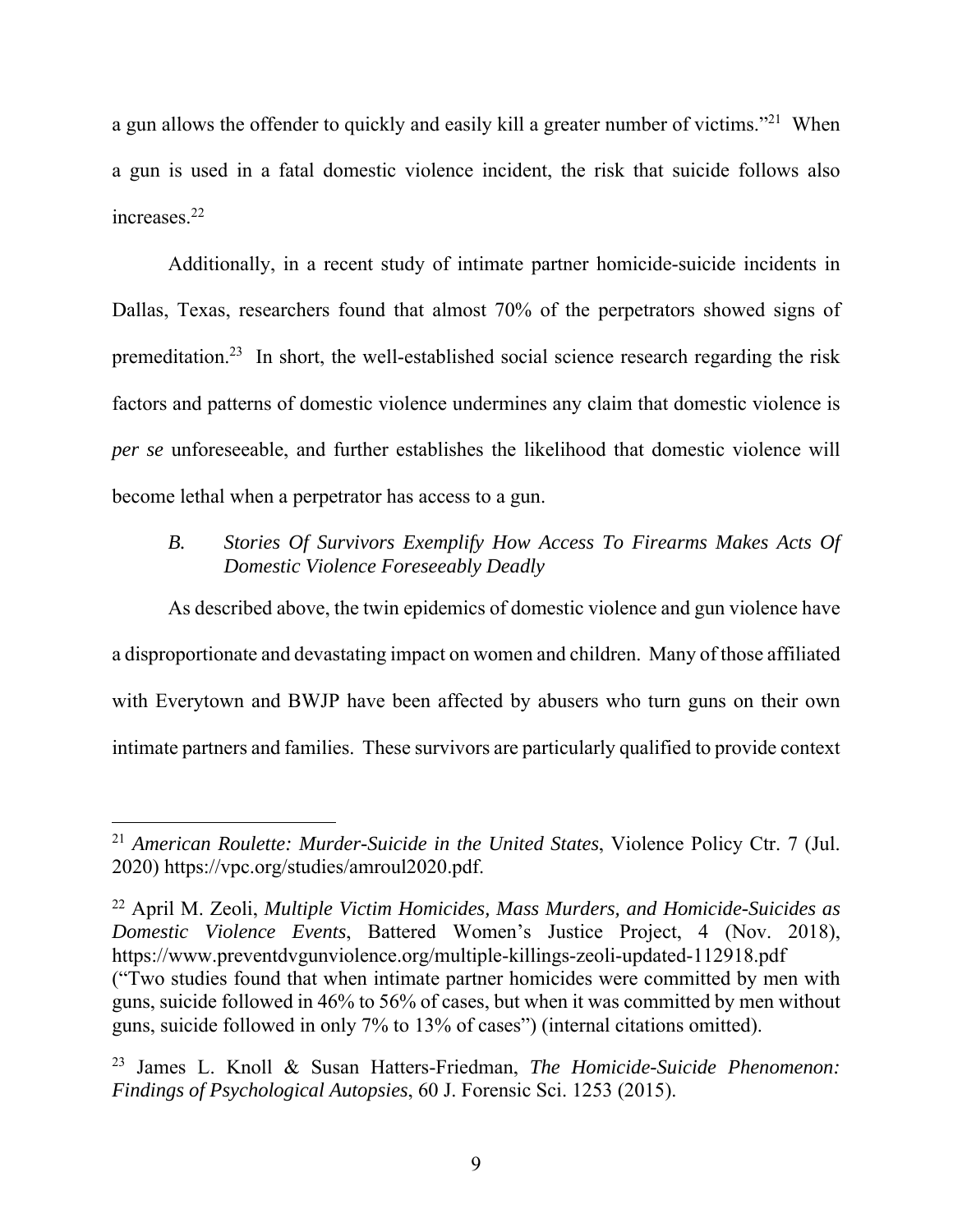a gun allows the offender to quickly and easily kill a greater number of victims."[21] When a gun is used in a fatal domestic violence incident, the risk that suicide follows also increases.[22]

Additionally, in a recent study of intimate partner homicide-suicide incidents in Dallas, Texas, researchers found that almost 70% of the perpetrators showed signs of premeditation.[23] In short, the well-established social science research regarding the risk factors and patterns of domestic violence undermines any claim that domestic violence is *per se* unforeseeable, and further establishes the likelihood that domestic violence will become lethal when a perpetrator has access to a gun.

### *B. Stories Of Survivors Exemplify How Access To Firearms Makes Acts Of Domestic Violence Foreseeably Deadly*

As described above, the twin epidemics of domestic violence and gun violence have a disproportionate and devastating impact on women and children. Many of those affiliated with Everytown and BWJP have been affected by abusers who turn guns on their own intimate partners and families. These survivors are particularly qualified to provide context

---

[21] *American Roulette: Murder-Suicide in the United States*, Violence Policy Ctr. 7 (Jul. 2020) https://vpc.org/studies/amroul2020.pdf.

[22] April M. Zeoli, *Multiple Victim Homicides, Mass Murders, and Homicide-Suicides as Domestic Violence Events*, Battered Women's Justice Project, 4 (Nov. 2018), https://www.preventdvgunviolence.org/multiple-killings-zeoli-updated-112918.pdf ("Two studies found that when intimate partner homicides were committed by men with guns, suicide followed in 46% to 56% of cases, but when it was committed by men without guns, suicide followed in only 7% to 13% of cases") (internal citations omitted).

[23] James L. Knoll & Susan Hatters-Friedman, *The Homicide-Suicide Phenomenon: Findings of Psychological Autopsies*, 60 J. Forensic Sci. 1253 (2015).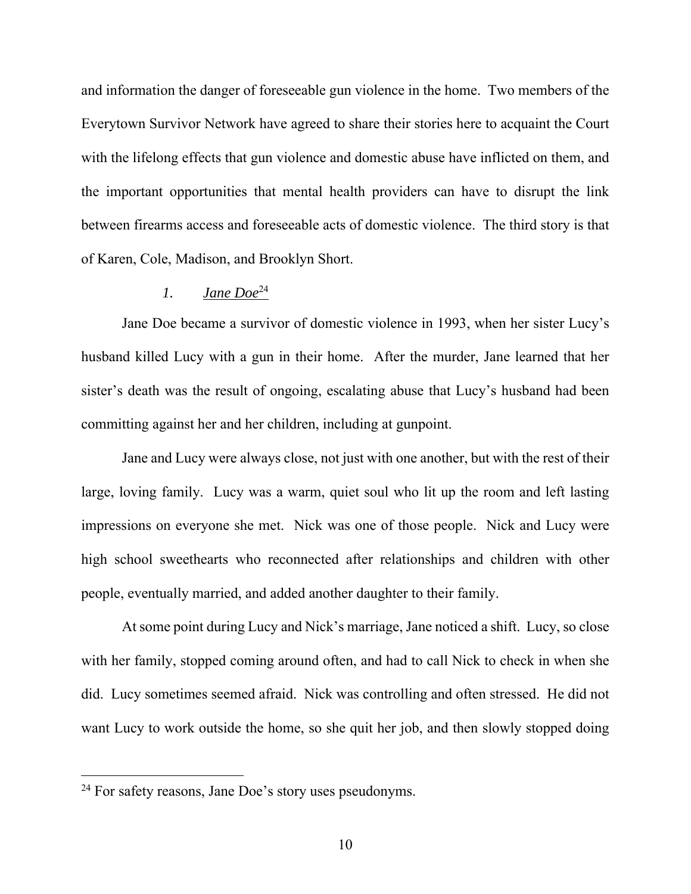and information the danger of foreseeable gun violence in the home. Two members of the Everytown Survivor Network have agreed to share their stories here to acquaint the Court with the lifelong effects that gun violence and domestic abuse have inflicted on them, and the important opportunities that mental health providers can have to disrupt the link between firearms access and foreseeable acts of domestic violence. The third story is that of Karen, Cole, Madison, and Brooklyn Short.

### *1. Jane Doe*[24]

Jane Doe became a survivor of domestic violence in 1993, when her sister Lucy's husband killed Lucy with a gun in their home. After the murder, Jane learned that her sister's death was the result of ongoing, escalating abuse that Lucy's husband had been committing against her and her children, including at gunpoint.

Jane and Lucy were always close, not just with one another, but with the rest of their large, loving family. Lucy was a warm, quiet soul who lit up the room and left lasting impressions on everyone she met. Nick was one of those people. Nick and Lucy were high school sweethearts who reconnected after relationships and children with other people, eventually married, and added another daughter to their family.

At some point during Lucy and Nick's marriage, Jane noticed a shift. Lucy, so close with her family, stopped coming around often, and had to call Nick to check in when she did. Lucy sometimes seemed afraid. Nick was controlling and often stressed. He did not want Lucy to work outside the home, so she quit her job, and then slowly stopped doing

---

[24] For safety reasons, Jane Doe's story uses pseudonyms.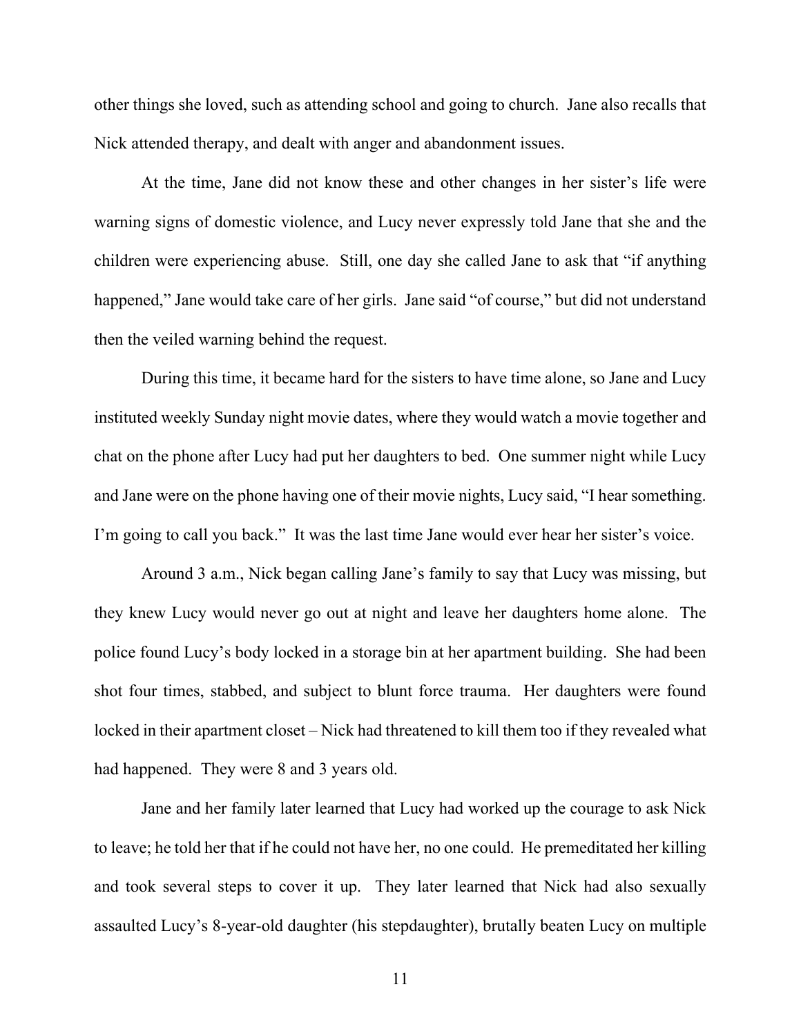other things she loved, such as attending school and going to church. Jane also recalls that Nick attended therapy, and dealt with anger and abandonment issues.

At the time, Jane did not know these and other changes in her sister's life were warning signs of domestic violence, and Lucy never expressly told Jane that she and the children were experiencing abuse. Still, one day she called Jane to ask that "if anything happened," Jane would take care of her girls. Jane said "of course," but did not understand then the veiled warning behind the request.

During this time, it became hard for the sisters to have time alone, so Jane and Lucy instituted weekly Sunday night movie dates, where they would watch a movie together and chat on the phone after Lucy had put her daughters to bed. One summer night while Lucy and Jane were on the phone having one of their movie nights, Lucy said, "I hear something. I'm going to call you back." It was the last time Jane would ever hear her sister's voice.

Around 3 a.m., Nick began calling Jane's family to say that Lucy was missing, but they knew Lucy would never go out at night and leave her daughters home alone. The police found Lucy's body locked in a storage bin at her apartment building. She had been shot four times, stabbed, and subject to blunt force trauma. Her daughters were found locked in their apartment closet – Nick had threatened to kill them too if they revealed what had happened. They were 8 and 3 years old.

Jane and her family later learned that Lucy had worked up the courage to ask Nick to leave; he told her that if he could not have her, no one could. He premeditated her killing and took several steps to cover it up. They later learned that Nick had also sexually assaulted Lucy's 8-year-old daughter (his stepdaughter), brutally beaten Lucy on multiple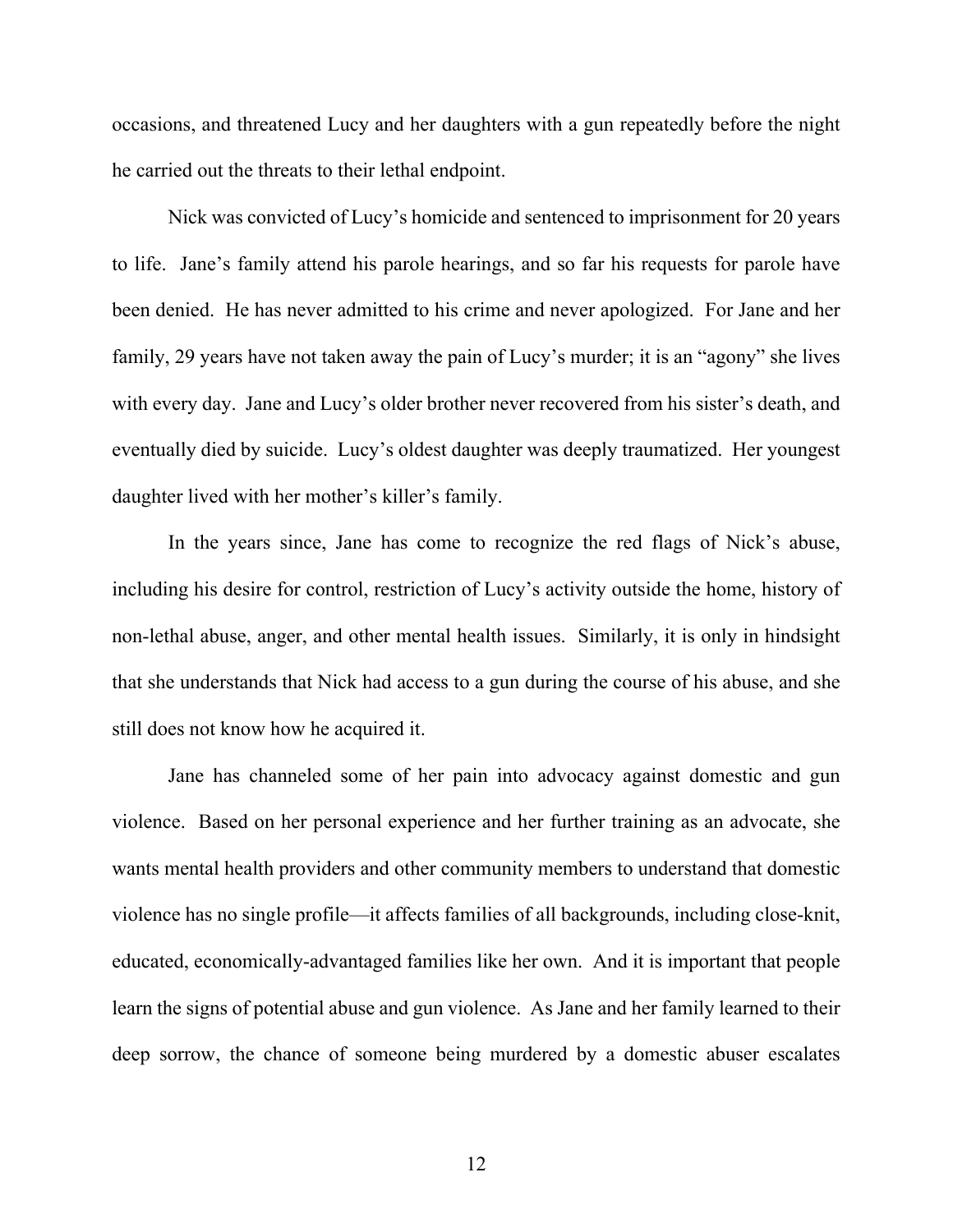occasions, and threatened Lucy and her daughters with a gun repeatedly before the night he carried out the threats to their lethal endpoint.

Nick was convicted of Lucy's homicide and sentenced to imprisonment for 20 years to life. Jane's family attend his parole hearings, and so far his requests for parole have been denied. He has never admitted to his crime and never apologized. For Jane and her family, 29 years have not taken away the pain of Lucy's murder; it is an "agony" she lives with every day. Jane and Lucy's older brother never recovered from his sister's death, and eventually died by suicide. Lucy's oldest daughter was deeply traumatized. Her youngest daughter lived with her mother's killer's family.

In the years since, Jane has come to recognize the red flags of Nick's abuse, including his desire for control, restriction of Lucy's activity outside the home, history of non-lethal abuse, anger, and other mental health issues. Similarly, it is only in hindsight that she understands that Nick had access to a gun during the course of his abuse, and she still does not know how he acquired it.

Jane has channeled some of her pain into advocacy against domestic and gun violence. Based on her personal experience and her further training as an advocate, she wants mental health providers and other community members to understand that domestic violence has no single profile—it affects families of all backgrounds, including close-knit, educated, economically-advantaged families like her own. And it is important that people learn the signs of potential abuse and gun violence. As Jane and her family learned to their deep sorrow, the chance of someone being murdered by a domestic abuser escalates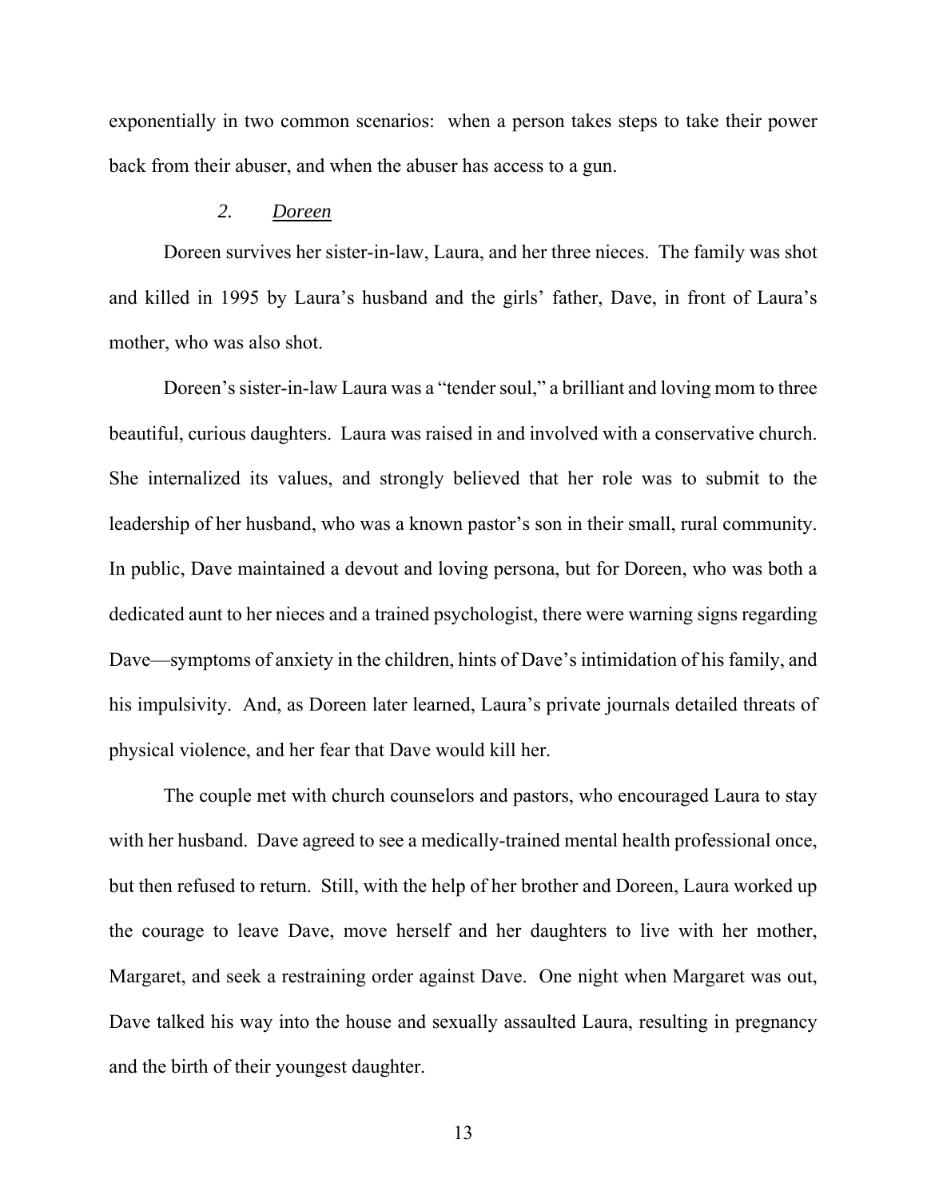exponentially in two common scenarios: when a person takes steps to take their power back from their abuser, and when the abuser has access to a gun.

#### *2. Doreen*

Doreen survives her sister-in-law, Laura, and her three nieces. The family was shot and killed in 1995 by Laura's husband and the girls' father, Dave, in front of Laura's mother, who was also shot.

Doreen's sister-in-law Laura was a "tender soul," a brilliant and loving mom to three beautiful, curious daughters. Laura was raised in and involved with a conservative church. She internalized its values, and strongly believed that her role was to submit to the leadership of her husband, who was a known pastor's son in their small, rural community. In public, Dave maintained a devout and loving persona, but for Doreen, who was both a dedicated aunt to her nieces and a trained psychologist, there were warning signs regarding Dave—symptoms of anxiety in the children, hints of Dave's intimidation of his family, and his impulsivity. And, as Doreen later learned, Laura's private journals detailed threats of physical violence, and her fear that Dave would kill her.

The couple met with church counselors and pastors, who encouraged Laura to stay with her husband. Dave agreed to see a medically-trained mental health professional once, but then refused to return. Still, with the help of her brother and Doreen, Laura worked up the courage to leave Dave, move herself and her daughters to live with her mother, Margaret, and seek a restraining order against Dave. One night when Margaret was out, Dave talked his way into the house and sexually assaulted Laura, resulting in pregnancy and the birth of their youngest daughter.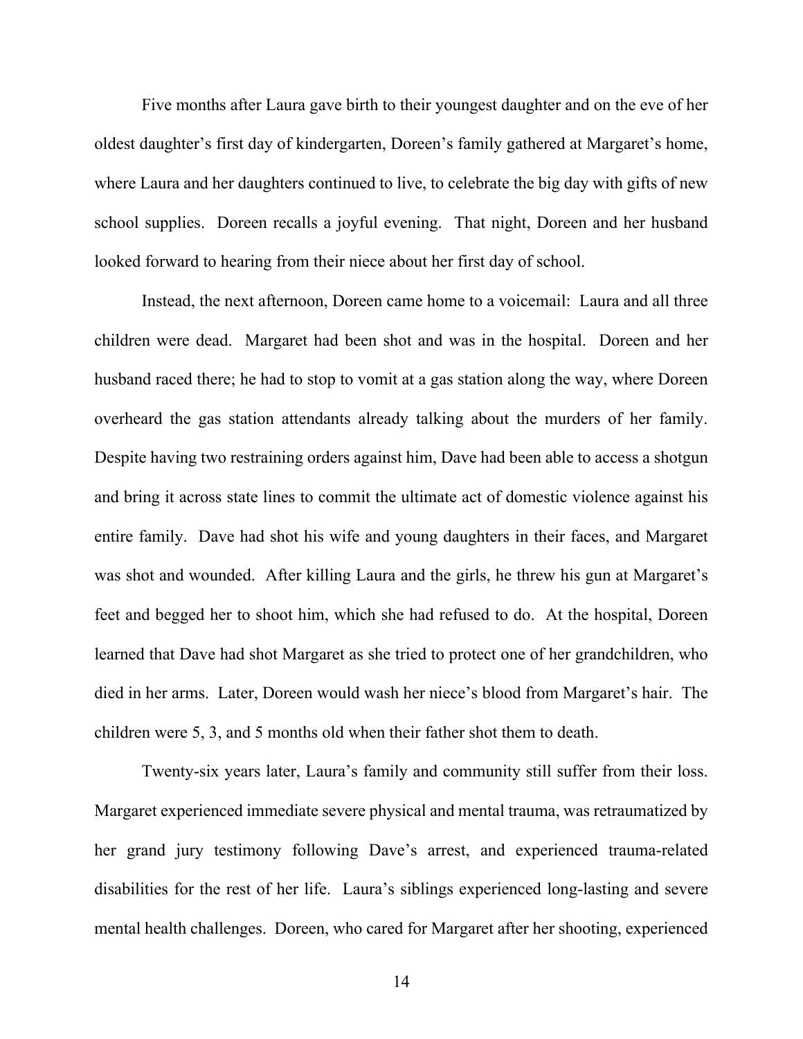Five months after Laura gave birth to their youngest daughter and on the eve of her oldest daughter's first day of kindergarten, Doreen's family gathered at Margaret's home, where Laura and her daughters continued to live, to celebrate the big day with gifts of new school supplies. Doreen recalls a joyful evening. That night, Doreen and her husband looked forward to hearing from their niece about her first day of school.

Instead, the next afternoon, Doreen came home to a voicemail: Laura and all three children were dead. Margaret had been shot and was in the hospital. Doreen and her husband raced there; he had to stop to vomit at a gas station along the way, where Doreen overheard the gas station attendants already talking about the murders of her family. Despite having two restraining orders against him, Dave had been able to access a shotgun and bring it across state lines to commit the ultimate act of domestic violence against his entire family. Dave had shot his wife and young daughters in their faces, and Margaret was shot and wounded. After killing Laura and the girls, he threw his gun at Margaret's feet and begged her to shoot him, which she had refused to do. At the hospital, Doreen learned that Dave had shot Margaret as she tried to protect one of her grandchildren, who died in her arms. Later, Doreen would wash her niece's blood from Margaret's hair. The children were 5, 3, and 5 months old when their father shot them to death.

Twenty-six years later, Laura's family and community still suffer from their loss. Margaret experienced immediate severe physical and mental trauma, was retraumatized by her grand jury testimony following Dave's arrest, and experienced trauma-related disabilities for the rest of her life. Laura's siblings experienced long-lasting and severe mental health challenges. Doreen, who cared for Margaret after her shooting, experienced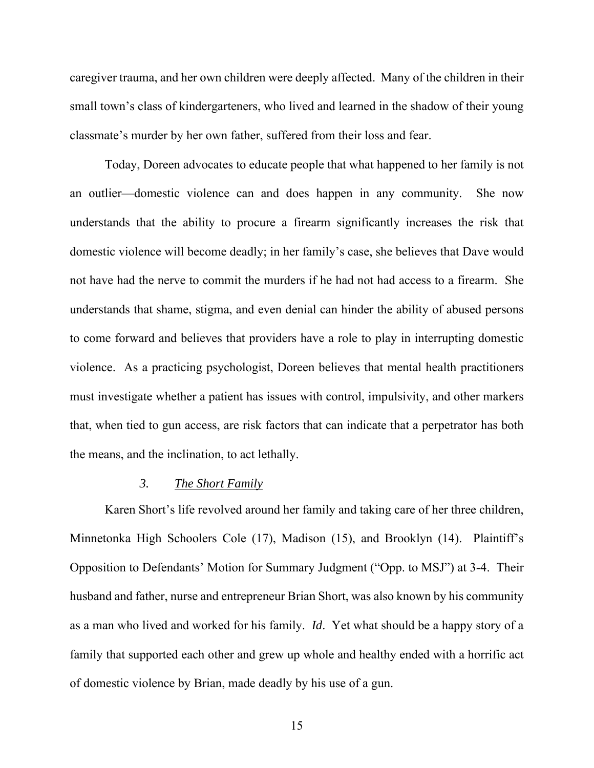caregiver trauma, and her own children were deeply affected. Many of the children in their small town's class of kindergarteners, who lived and learned in the shadow of their young classmate's murder by her own father, suffered from their loss and fear.

Today, Doreen advocates to educate people that what happened to her family is not an outlier—domestic violence can and does happen in any community. She now understands that the ability to procure a firearm significantly increases the risk that domestic violence will become deadly; in her family's case, she believes that Dave would not have had the nerve to commit the murders if he had not had access to a firearm. She understands that shame, stigma, and even denial can hinder the ability of abused persons to come forward and believes that providers have a role to play in interrupting domestic violence. As a practicing psychologist, Doreen believes that mental health practitioners must investigate whether a patient has issues with control, impulsivity, and other markers that, when tied to gun access, are risk factors that can indicate that a perpetrator has both the means, and the inclination, to act lethally.

### *3.* *The Short Family*

Karen Short's life revolved around her family and taking care of her three children, Minnetonka High Schoolers Cole (17), Madison (15), and Brooklyn (14). Plaintiff's Opposition to Defendants' Motion for Summary Judgment ("Opp. to MSJ") at 3-4. Their husband and father, nurse and entrepreneur Brian Short, was also known by his community as a man who lived and worked for his family. *Id*. Yet what should be a happy story of a family that supported each other and grew up whole and healthy ended with a horrific act of domestic violence by Brian, made deadly by his use of a gun.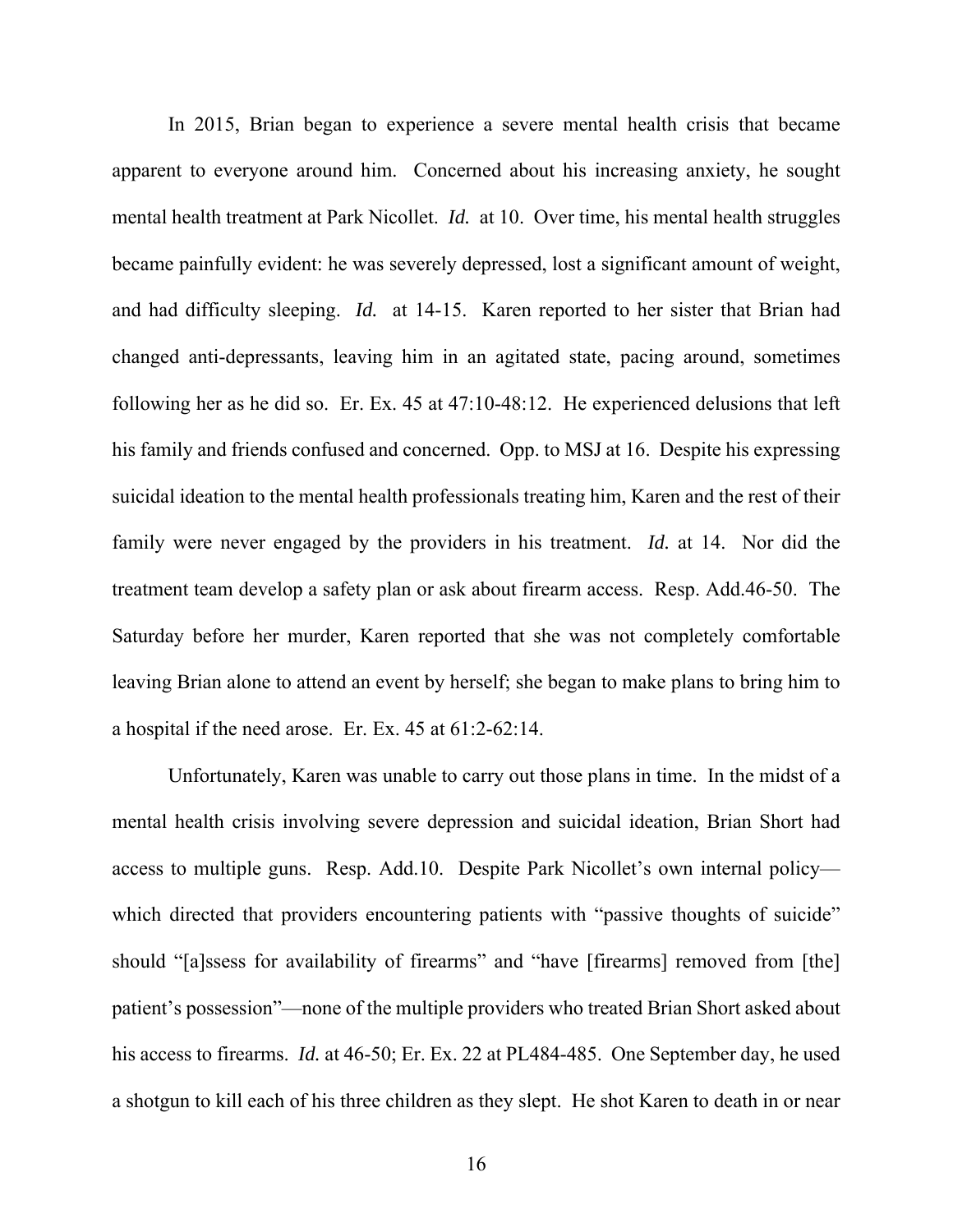In 2015, Brian began to experience a severe mental health crisis that became apparent to everyone around him. Concerned about his increasing anxiety, he sought mental health treatment at Park Nicollet. *Id.* at 10. Over time, his mental health struggles became painfully evident: he was severely depressed, lost a significant amount of weight, and had difficulty sleeping. *Id.* at 14-15. Karen reported to her sister that Brian had changed anti-depressants, leaving him in an agitated state, pacing around, sometimes following her as he did so. Er. Ex. 45 at 47:10-48:12. He experienced delusions that left his family and friends confused and concerned. Opp. to MSJ at 16. Despite his expressing suicidal ideation to the mental health professionals treating him, Karen and the rest of their family were never engaged by the providers in his treatment. *Id.* at 14. Nor did the treatment team develop a safety plan or ask about firearm access. Resp. Add.46-50. The Saturday before her murder, Karen reported that she was not completely comfortable leaving Brian alone to attend an event by herself; she began to make plans to bring him to a hospital if the need arose. Er. Ex. 45 at 61:2-62:14.

Unfortunately, Karen was unable to carry out those plans in time. In the midst of a mental health crisis involving severe depression and suicidal ideation, Brian Short had access to multiple guns. Resp. Add.10. Despite Park Nicollet's own internal policy—which directed that providers encountering patients with "passive thoughts of suicide" should "[a]ssess for availability of firearms" and "have [firearms] removed from [the] patient's possession"—none of the multiple providers who treated Brian Short asked about his access to firearms. *Id.* at 46-50; Er. Ex. 22 at PL484-485. One September day, he used a shotgun to kill each of his three children as they slept. He shot Karen to death in or near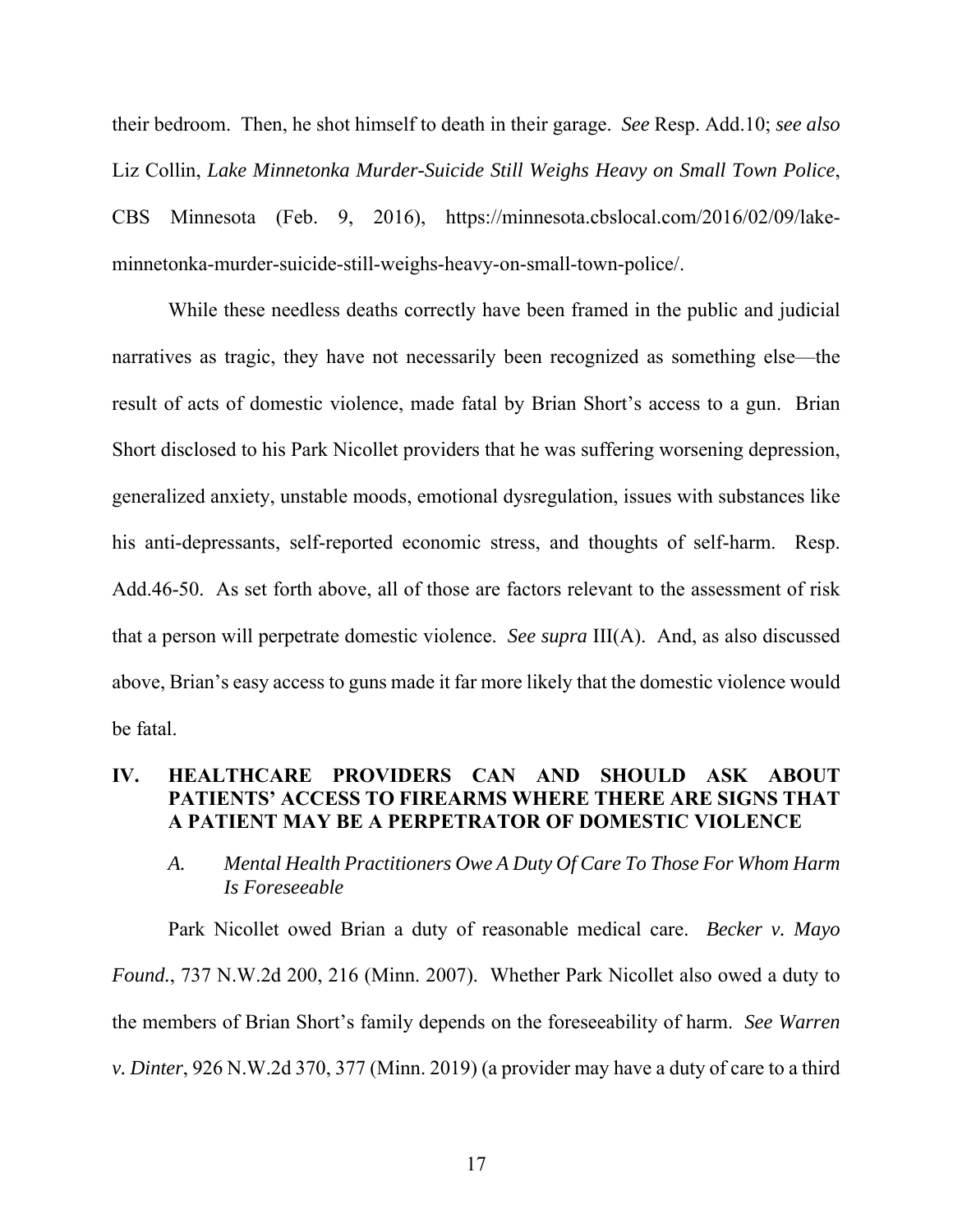their bedroom. Then, he shot himself to death in their garage. *See* Resp. Add.10; *see also* Liz Collin, *Lake Minnetonka Murder-Suicide Still Weighs Heavy on Small Town Police*, CBS Minnesota (Feb. 9, 2016), https://minnesota.cbslocal.com/2016/02/09/lake-minnetonka-murder-suicide-still-weighs-heavy-on-small-town-police/.

While these needless deaths correctly have been framed in the public and judicial narratives as tragic, they have not necessarily been recognized as something else—the result of acts of domestic violence, made fatal by Brian Short's access to a gun. Brian Short disclosed to his Park Nicollet providers that he was suffering worsening depression, generalized anxiety, unstable moods, emotional dysregulation, issues with substances like his anti-depressants, self-reported economic stress, and thoughts of self-harm. Resp. Add.46-50. As set forth above, all of those are factors relevant to the assessment of risk that a person will perpetrate domestic violence. *See supra* III(A). And, as also discussed above, Brian's easy access to guns made it far more likely that the domestic violence would be fatal.

## IV. HEALTHCARE PROVIDERS CAN AND SHOULD ASK ABOUT PATIENTS' ACCESS TO FIREARMS WHERE THERE ARE SIGNS THAT A PATIENT MAY BE A PERPETRATOR OF DOMESTIC VIOLENCE

### *A. Mental Health Practitioners Owe A Duty Of Care To Those For Whom Harm Is Foreseeable*

Park Nicollet owed Brian a duty of reasonable medical care. *Becker v. Mayo Found.*, 737 N.W.2d 200, 216 (Minn. 2007). Whether Park Nicollet also owed a duty to the members of Brian Short's family depends on the foreseeability of harm. *See Warren v. Dinter*, 926 N.W.2d 370, 377 (Minn. 2019) (a provider may have a duty of care to a third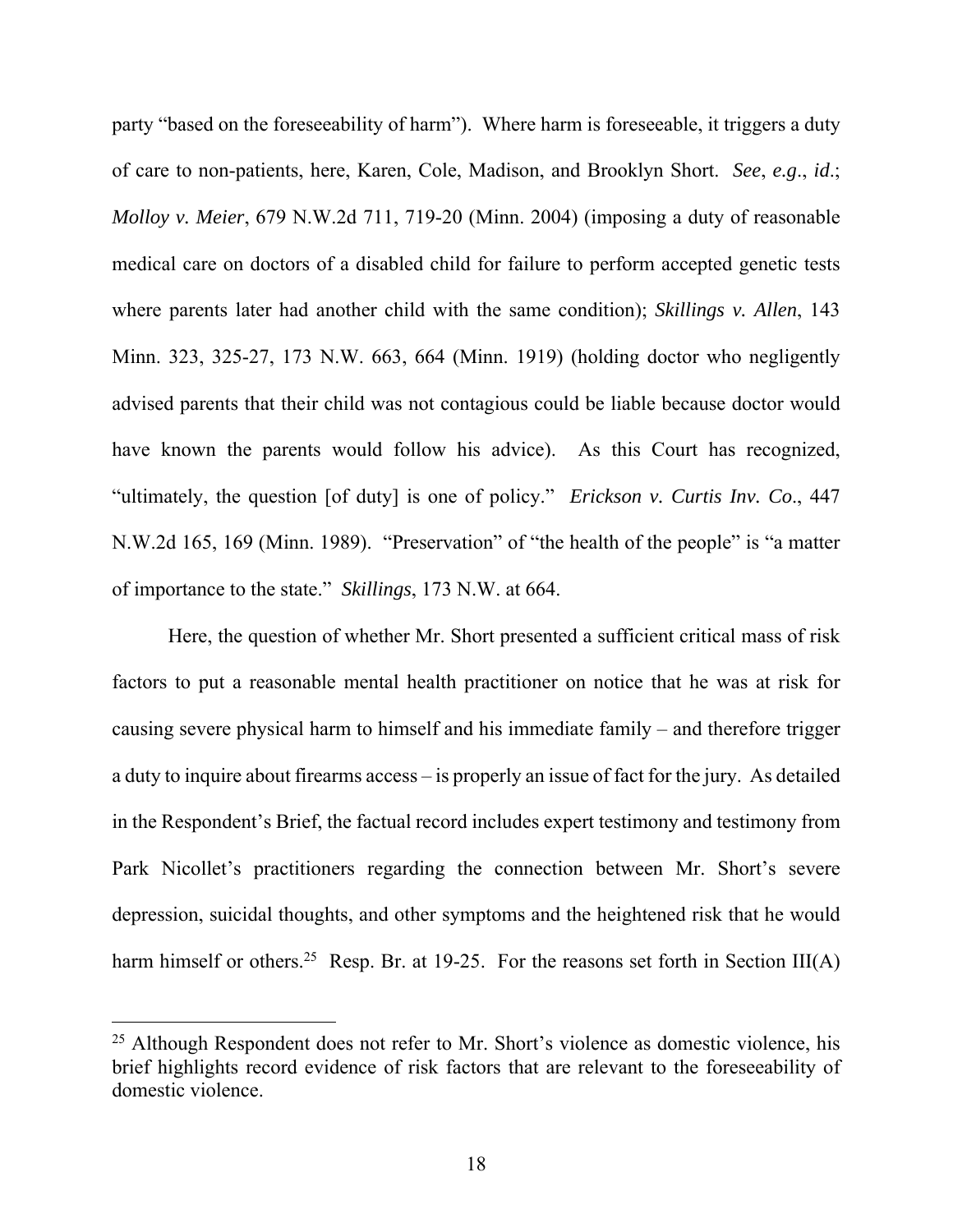party "based on the foreseeability of harm"). Where harm is foreseeable, it triggers a duty of care to non-patients, here, Karen, Cole, Madison, and Brooklyn Short. *See*, *e.g*., *id*.; *Molloy v. Meier*, 679 N.W.2d 711, 719-20 (Minn. 2004) (imposing a duty of reasonable medical care on doctors of a disabled child for failure to perform accepted genetic tests where parents later had another child with the same condition); *Skillings v. Allen*, 143 Minn. 323, 325-27, 173 N.W. 663, 664 (Minn. 1919) (holding doctor who negligently advised parents that their child was not contagious could be liable because doctor would have known the parents would follow his advice). As this Court has recognized, "ultimately, the question [of duty] is one of policy." *Erickson v. Curtis Inv. Co*., 447 N.W.2d 165, 169 (Minn. 1989). "Preservation" of "the health of the people" is "a matter of importance to the state." *Skillings*, 173 N.W. at 664.

Here, the question of whether Mr. Short presented a sufficient critical mass of risk factors to put a reasonable mental health practitioner on notice that he was at risk for causing severe physical harm to himself and his immediate family – and therefore trigger a duty to inquire about firearms access – is properly an issue of fact for the jury. As detailed in the Respondent's Brief, the factual record includes expert testimony and testimony from Park Nicollet's practitioners regarding the connection between Mr. Short's severe depression, suicidal thoughts, and other symptoms and the heightened risk that he would harm himself or others.[25] Resp. Br. at 19-25. For the reasons set forth in Section III(A)

[25] Although Respondent does not refer to Mr. Short's violence as domestic violence, his brief highlights record evidence of risk factors that are relevant to the foreseeability of domestic violence.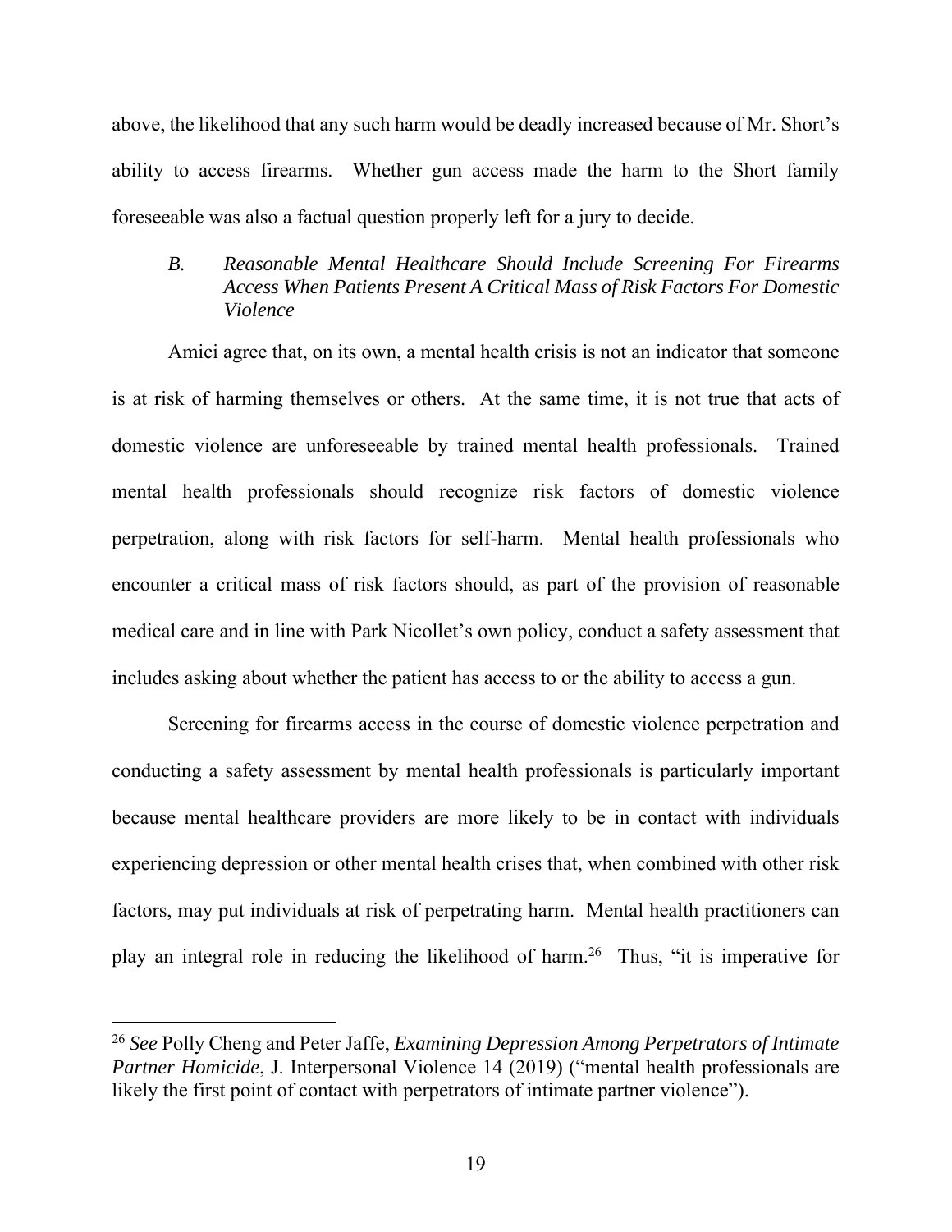above, the likelihood that any such harm would be deadly increased because of Mr. Short's ability to access firearms. Whether gun access made the harm to the Short family foreseeable was also a factual question properly left for a jury to decide.

### *B. Reasonable Mental Healthcare Should Include Screening For Firearms Access When Patients Present A Critical Mass of Risk Factors For Domestic Violence*

Amici agree that, on its own, a mental health crisis is not an indicator that someone is at risk of harming themselves or others. At the same time, it is not true that acts of domestic violence are unforeseeable by trained mental health professionals. Trained mental health professionals should recognize risk factors of domestic violence perpetration, along with risk factors for self-harm. Mental health professionals who encounter a critical mass of risk factors should, as part of the provision of reasonable medical care and in line with Park Nicollet's own policy, conduct a safety assessment that includes asking about whether the patient has access to or the ability to access a gun.

Screening for firearms access in the course of domestic violence perpetration and conducting a safety assessment by mental health professionals is particularly important because mental healthcare providers are more likely to be in contact with individuals experiencing depression or other mental health crises that, when combined with other risk factors, may put individuals at risk of perpetrating harm. Mental health practitioners can play an integral role in reducing the likelihood of harm.[26] Thus, "it is imperative for

---

[26] *See* Polly Cheng and Peter Jaffe, *Examining Depression Among Perpetrators of Intimate Partner Homicide*, J. Interpersonal Violence 14 (2019) ("mental health professionals are likely the first point of contact with perpetrators of intimate partner violence").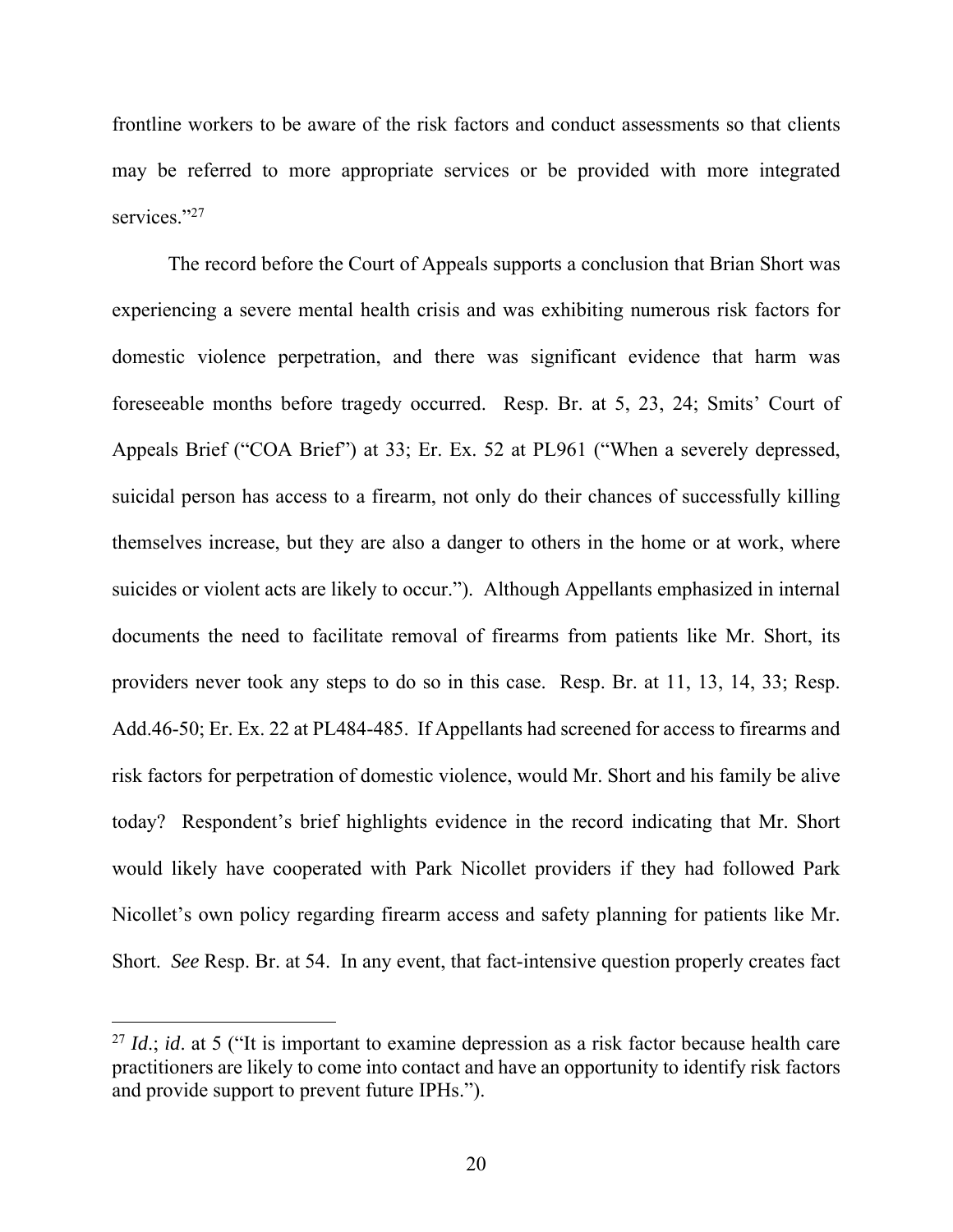frontline workers to be aware of the risk factors and conduct assessments so that clients may be referred to more appropriate services or be provided with more integrated services."[27]

The record before the Court of Appeals supports a conclusion that Brian Short was experiencing a severe mental health crisis and was exhibiting numerous risk factors for domestic violence perpetration, and there was significant evidence that harm was foreseeable months before tragedy occurred. Resp. Br. at 5, 23, 24; Smits' Court of Appeals Brief ("COA Brief") at 33; Er. Ex. 52 at PL961 ("When a severely depressed, suicidal person has access to a firearm, not only do their chances of successfully killing themselves increase, but they are also a danger to others in the home or at work, where suicides or violent acts are likely to occur."). Although Appellants emphasized in internal documents the need to facilitate removal of firearms from patients like Mr. Short, its providers never took any steps to do so in this case. Resp. Br. at 11, 13, 14, 33; Resp. Add.46-50; Er. Ex. 22 at PL484-485. If Appellants had screened for access to firearms and risk factors for perpetration of domestic violence, would Mr. Short and his family be alive today? Respondent's brief highlights evidence in the record indicating that Mr. Short would likely have cooperated with Park Nicollet providers if they had followed Park Nicollet's own policy regarding firearm access and safety planning for patients like Mr. Short. *See* Resp. Br. at 54. In any event, that fact-intensive question properly creates fact

---

[27] *Id*.; *id*. at 5 ("It is important to examine depression as a risk factor because health care practitioners are likely to come into contact and have an opportunity to identify risk factors and provide support to prevent future IPHs.").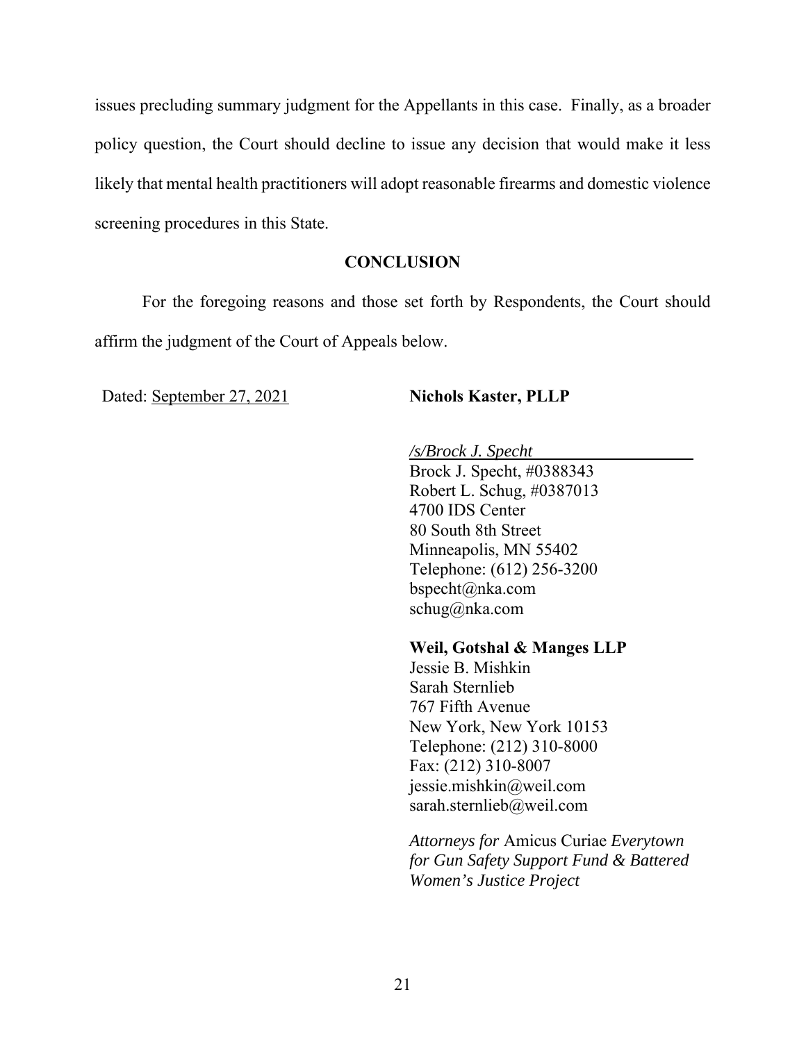issues precluding summary judgment for the Appellants in this case. Finally, as a broader policy question, the Court should decline to issue any decision that would make it less likely that mental health practitioners will adopt reasonable firearms and domestic violence screening procedures in this State.

## CONCLUSION

For the foregoing reasons and those set forth by Respondents, the Court should affirm the judgment of the Court of Appeals below.

Dated: September 27, 2021

**Nichols Kaster, PLLP**

*/s/Brock J. Specht*
Brock J. Specht, #0388343
Robert L. Schug, #0387013
4700 IDS Center
80 South 8th Street
Minneapolis, MN 55402
Telephone: (612) 256-3200
bspecht@nka.com
schug@nka.com

**Weil, Gotshal & Manges LLP**
Jessie B. Mishkin
Sarah Sternlieb
767 Fifth Avenue
New York, New York 10153
Telephone: (212) 310-8000
Fax: (212) 310-8007
jessie.mishkin@weil.com
sarah.sternlieb@weil.com

*Attorneys for* Amicus Curiae *Everytown for Gun Safety Support Fund & Battered Women's Justice Project*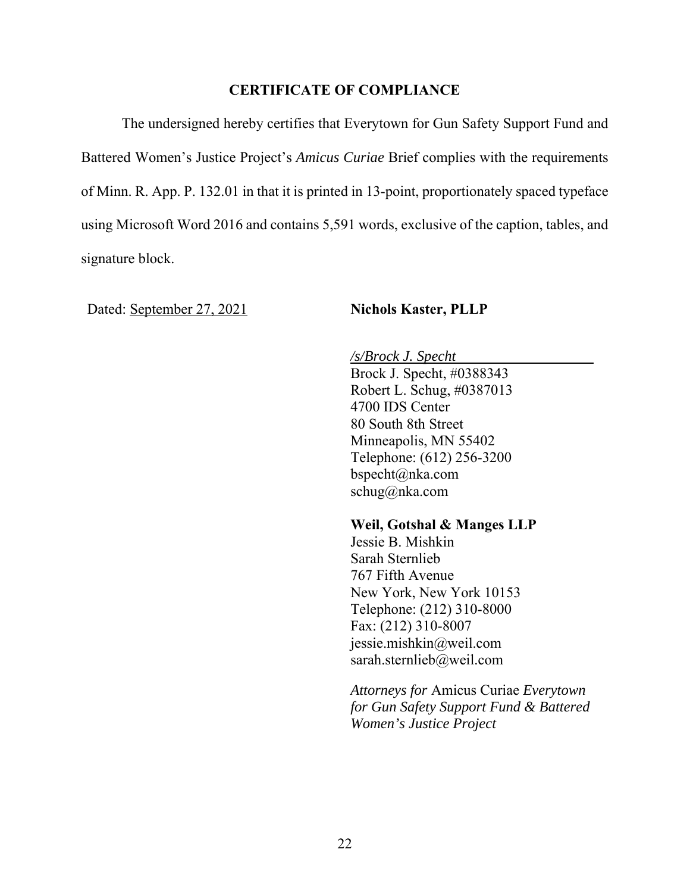## CERTIFICATE OF COMPLIANCE

The undersigned hereby certifies that Everytown for Gun Safety Support Fund and Battered Women's Justice Project's *Amicus Curiae* Brief complies with the requirements of Minn. R. App. P. 132.01 in that it is printed in 13-point, proportionately spaced typeface using Microsoft Word 2016 and contains 5,591 words, exclusive of the caption, tables, and signature block.

Dated: September 27, 2021

**Nichols Kaster, PLLP**

*/s/Brock J. Specht*
Brock J. Specht, #0388343
Robert L. Schug, #0387013
4700 IDS Center
80 South 8th Street
Minneapolis, MN 55402
Telephone: (612) 256-3200
bspecht@nka.com
schug@nka.com

**Weil, Gotshal & Manges LLP**
Jessie B. Mishkin
Sarah Sternlieb
767 Fifth Avenue
New York, New York 10153
Telephone: (212) 310-8000
Fax: (212) 310-8007
jessie.mishkin@weil.com
sarah.sternlieb@weil.com

*Attorneys for* Amicus Curiae *Everytown for Gun Safety Support Fund & Battered Women's Justice Project*